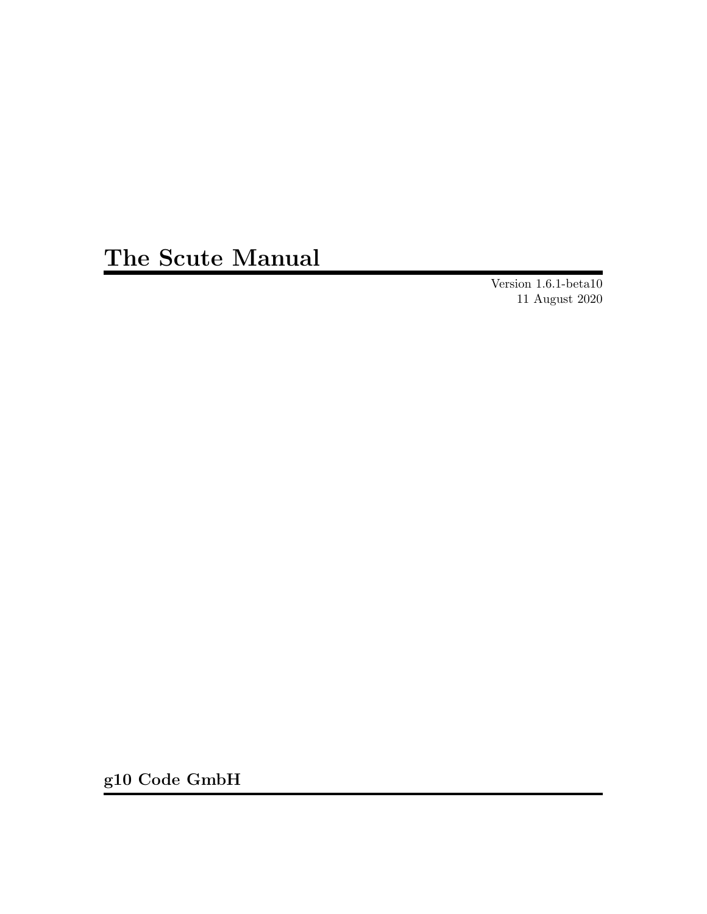# The Scute Manual

Version 1.6.1-beta10
11 August 2020

**g10 Code GmbH**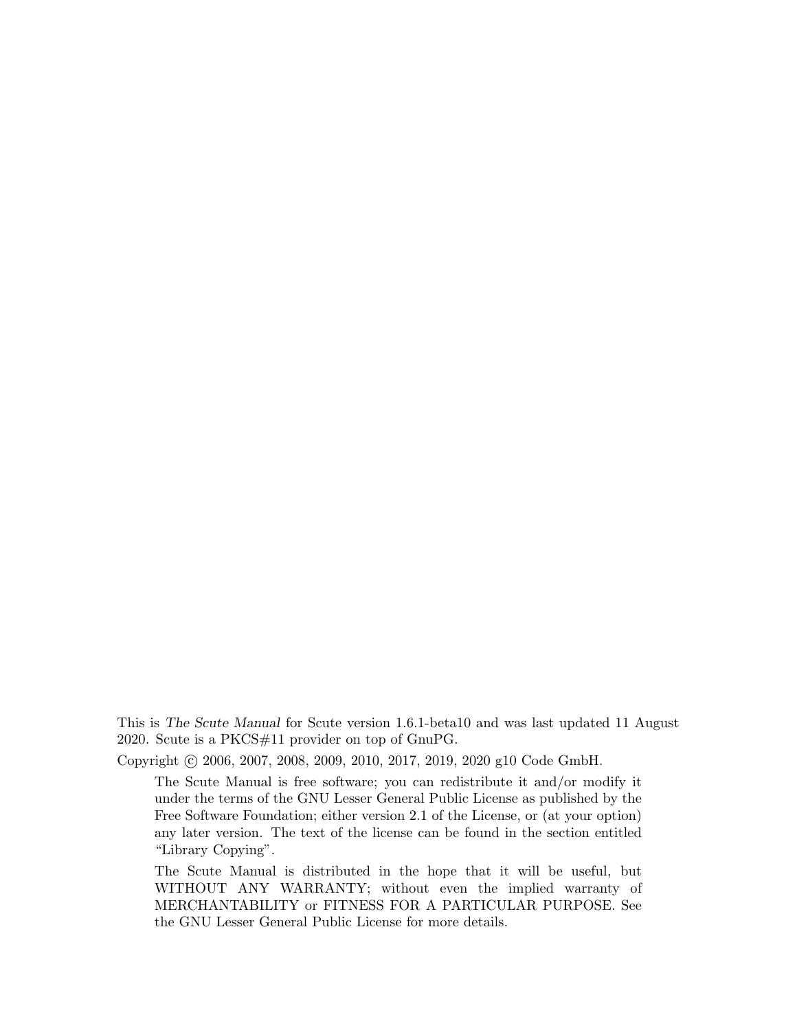This is *The Scute Manual* for Scute version 1.6.1-beta10 and was last updated 11 August 2020. Scute is a PKCS#11 provider on top of GnuPG.

Copyright © 2006, 2007, 2008, 2009, 2010, 2017, 2019, 2020 g10 Code GmbH.

> The Scute Manual is free software; you can redistribute it and/or modify it under the terms of the GNU Lesser General Public License as published by the Free Software Foundation; either version 2.1 of the License, or (at your option) any later version. The text of the license can be found in the section entitled "Library Copying".
>
> The Scute Manual is distributed in the hope that it will be useful, but WITHOUT ANY WARRANTY; without even the implied warranty of MERCHANTABILITY or FITNESS FOR A PARTICULAR PURPOSE. See the GNU Lesser General Public License for more details.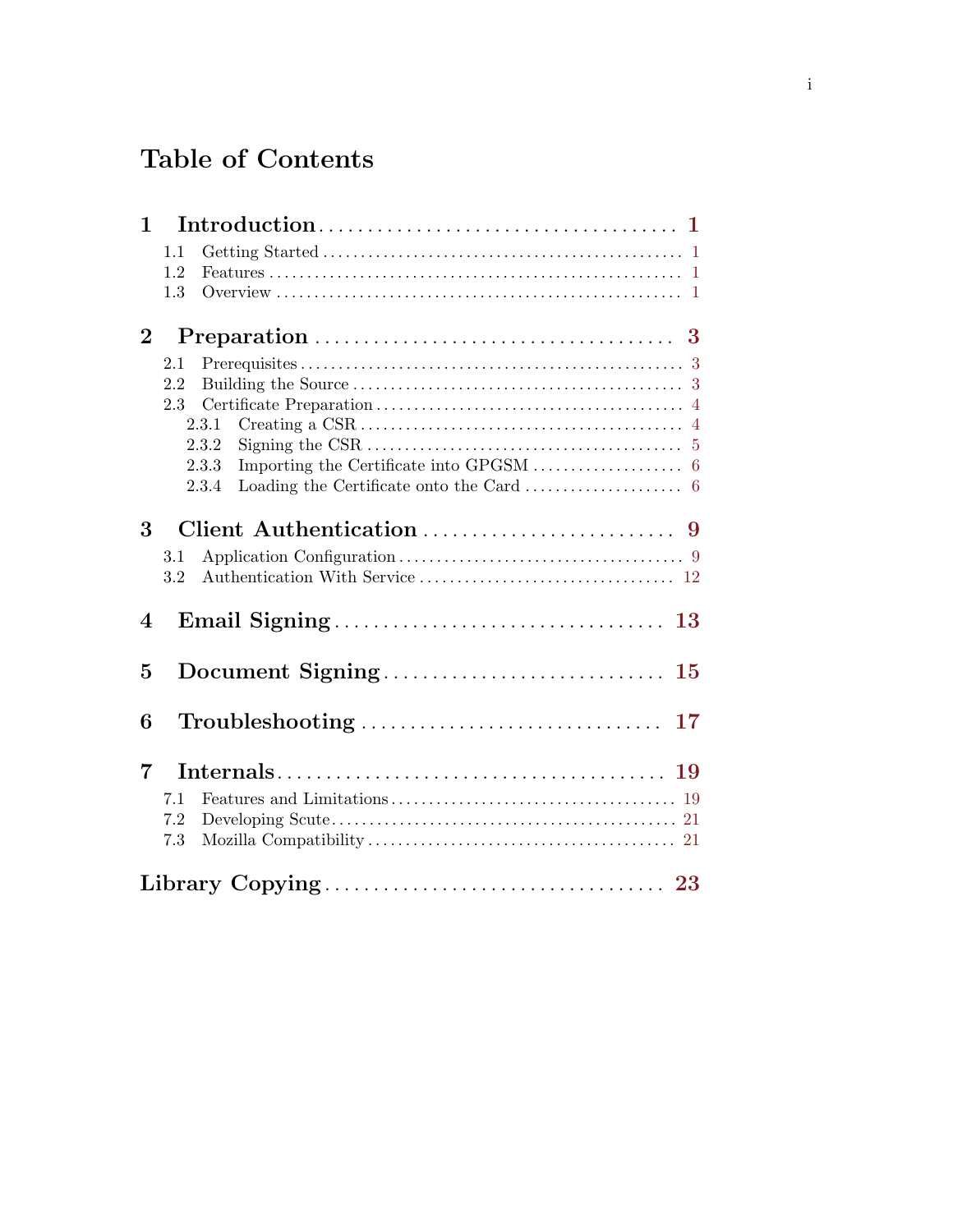# Table of Contents

**1 Introduction** .................................... **1**

- 1.1 Getting Started .................................... 1
- 1.2 Features .................................... 1
- 1.3 Overview .................................... 1

**2 Preparation** .................................... **3**

- 2.1 Prerequisites .................................... 3
- 2.2 Building the Source .................................... 3
- 2.3 Certificate Preparation .................................... 4
  - 2.3.1 Creating a CSR .................................... 4
  - 2.3.2 Signing the CSR .................................... 5
  - 2.3.3 Importing the Certificate into GPGSM .................................... 6
  - 2.3.4 Loading the Certificate onto the Card .................................... 6

**3 Client Authentication** .................................... **9**

- 3.1 Application Configuration .................................... 9
- 3.2 Authentication With Service .................................... 12

**4 Email Signing** .................................... **13**

**5 Document Signing** .................................... **15**

**6 Troubleshooting** .................................... **17**

**7 Internals** .................................... **19**

- 7.1 Features and Limitations .................................... 19
- 7.2 Developing Scute .................................... 21
- 7.3 Mozilla Compatibility .................................... 21

**Library Copying** .................................... **23**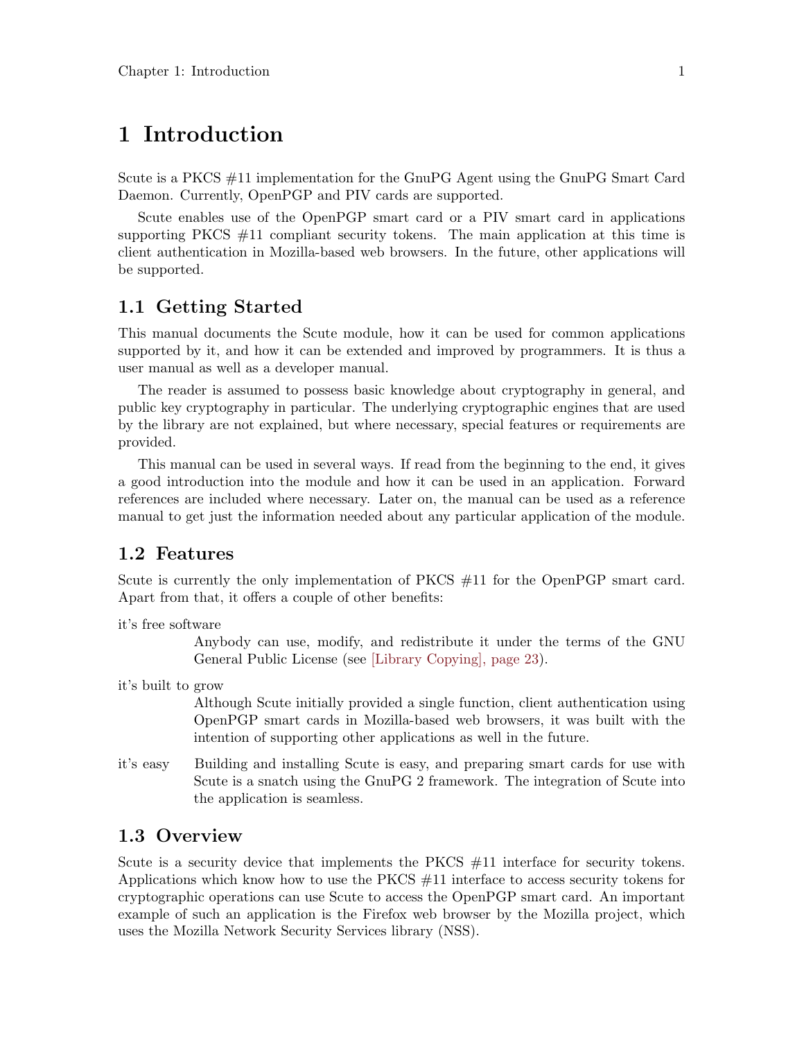# 1 Introduction

Scute is a PKCS #11 implementation for the GnuPG Agent using the GnuPG Smart Card Daemon. Currently, OpenPGP and PIV cards are supported.

Scute enables use of the OpenPGP smart card or a PIV smart card in applications supporting PKCS #11 compliant security tokens. The main application at this time is client authentication in Mozilla-based web browsers. In the future, other applications will be supported.

## 1.1 Getting Started

This manual documents the Scute module, how it can be used for common applications supported by it, and how it can be extended and improved by programmers. It is thus a user manual as well as a developer manual.

The reader is assumed to possess basic knowledge about cryptography in general, and public key cryptography in particular. The underlying cryptographic engines that are used by the library are not explained, but where necessary, special features or requirements are provided.

This manual can be used in several ways. If read from the beginning to the end, it gives a good introduction into the module and how it can be used in an application. Forward references are included where necessary. Later on, the manual can be used as a reference manual to get just the information needed about any particular application of the module.

## 1.2 Features

Scute is currently the only implementation of PKCS #11 for the OpenPGP smart card. Apart from that, it offers a couple of other benefits:

it's free software
: Anybody can use, modify, and redistribute it under the terms of the GNU General Public License (see [Library Copying], page 23).

it's built to grow
: Although Scute initially provided a single function, client authentication using OpenPGP smart cards in Mozilla-based web browsers, it was built with the intention of supporting other applications as well in the future.

it's easy
: Building and installing Scute is easy, and preparing smart cards for use with Scute is a snatch using the GnuPG 2 framework. The integration of Scute into the application is seamless.

## 1.3 Overview

Scute is a security device that implements the PKCS #11 interface for security tokens. Applications which know how to use the PKCS #11 interface to access security tokens for cryptographic operations can use Scute to access the OpenPGP smart card. An important example of such an application is the Firefox web browser by the Mozilla project, which uses the Mozilla Network Security Services library (NSS).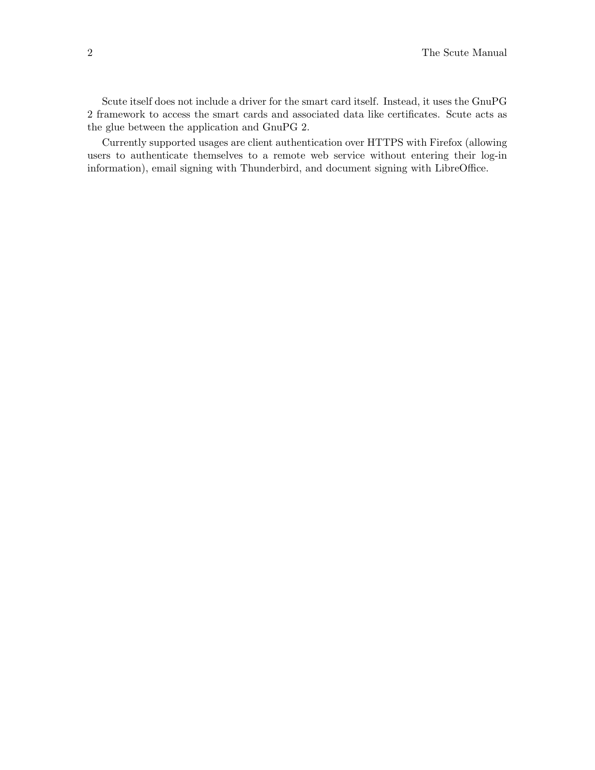Scute itself does not include a driver for the smart card itself. Instead, it uses the GnuPG 2 framework to access the smart cards and associated data like certificates. Scute acts as the glue between the application and GnuPG 2.

Currently supported usages are client authentication over HTTPS with Firefox (allowing users to authenticate themselves to a remote web service without entering their log-in information), email signing with Thunderbird, and document signing with LibreOffice.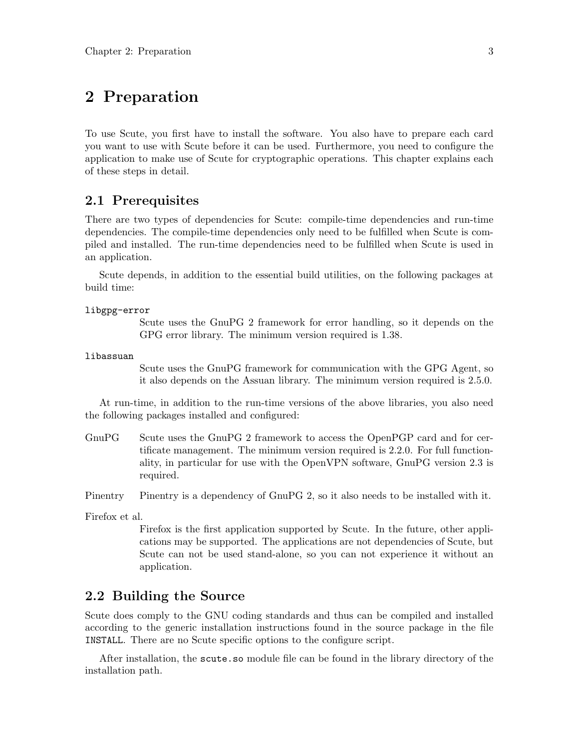# 2 Preparation

To use Scute, you first have to install the software. You also have to prepare each card you want to use with Scute before it can be used. Furthermore, you need to configure the application to make use of Scute for cryptographic operations. This chapter explains each of these steps in detail.

## 2.1 Prerequisites

There are two types of dependencies for Scute: compile-time dependencies and run-time dependencies. The compile-time dependencies only need to be fulfilled when Scute is compiled and installed. The run-time dependencies need to be fulfilled when Scute is used in an application.

Scute depends, in addition to the essential build utilities, on the following packages at build time:

`libgpg-error`
: Scute uses the GnuPG 2 framework for error handling, so it depends on the GPG error library. The minimum version required is 1.38.

`libassuan`
: Scute uses the GnuPG framework for communication with the GPG Agent, so it also depends on the Assuan library. The minimum version required is 2.5.0.

At run-time, in addition to the run-time versions of the above libraries, you also need the following packages installed and configured:

GnuPG
: Scute uses the GnuPG 2 framework to access the OpenPGP card and for certificate management. The minimum version required is 2.2.0. For full functionality, in particular for use with the OpenVPN software, GnuPG version 2.3 is required.

Pinentry
: Pinentry is a dependency of GnuPG 2, so it also needs to be installed with it.

Firefox et al.
: Firefox is the first application supported by Scute. In the future, other applications may be supported. The applications are not dependencies of Scute, but Scute can not be used stand-alone, so you can not experience it without an application.

## 2.2 Building the Source

Scute does comply to the GNU coding standards and thus can be compiled and installed according to the generic installation instructions found in the source package in the file `INSTALL`. There are no Scute specific options to the configure script.

After installation, the `scute.so` module file can be found in the library directory of the installation path.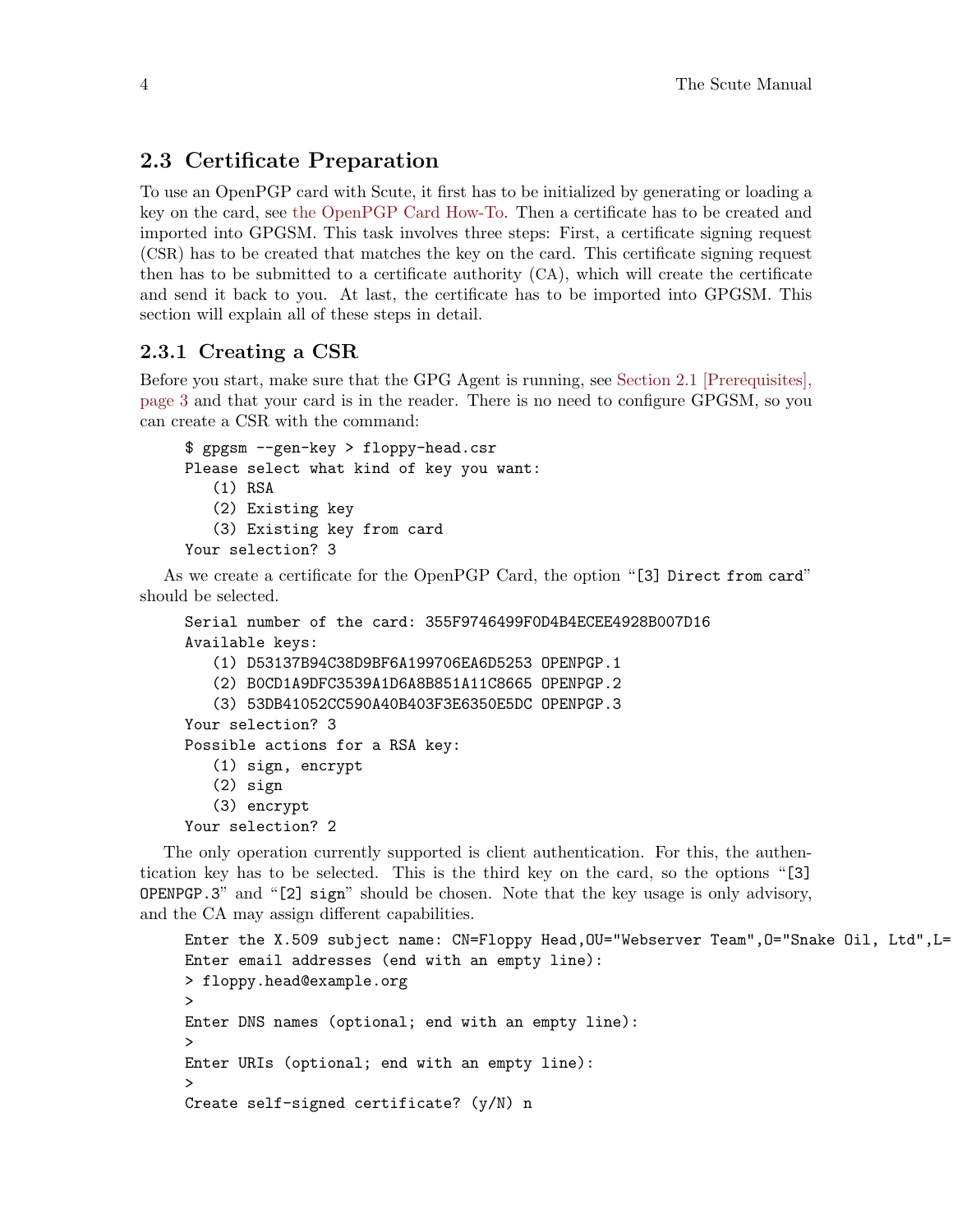## 2.3 Certificate Preparation

To use an OpenPGP card with Scute, it first has to be initialized by generating or loading a key on the card, see the OpenPGP Card How-To. Then a certificate has to be created and imported into GPGSM. This task involves three steps: First, a certificate signing request (CSR) has to be created that matches the key on the card. This certificate signing request then has to be submitted to a certificate authority (CA), which will create the certificate and send it back to you. At last, the certificate has to be imported into GPGSM. This section will explain all of these steps in detail.

### 2.3.1 Creating a CSR

Before you start, make sure that the GPG Agent is running, see Section 2.1 [Prerequisites], page 3 and that your card is in the reader. There is no need to configure GPGSM, so you can create a CSR with the command:

```
$ gpgsm --gen-key > floppy-head.csr
Please select what kind of key you want:
   (1) RSA
   (2) Existing key
   (3) Existing key from card
Your selection? 3
```

As we create a certificate for the OpenPGP Card, the option "`[3] Direct from card`" should be selected.

```
Serial number of the card: 355F9746499F0D4B4ECEE4928B007D16
Available keys:
   (1) D53137B94C38D9BF6A199706EA6D5253 OPENPGP.1
   (2) B0CD1A9DFC3539A1D6A8B851A11C8665 OPENPGP.2
   (3) 53DB41052CC590A40B403F3E6350E5DC OPENPGP.3
Your selection? 3
Possible actions for a RSA key:
   (1) sign, encrypt
   (2) sign
   (3) encrypt
Your selection? 2
```

The only operation currently supported is client authentication. For this, the authentication key has to be selected. This is the third key on the card, so the options "`[3] OPENPGP.3`" and "`[2] sign`" should be chosen. Note that the key usage is only advisory, and the CA may assign different capabilities.

```
Enter the X.509 subject name: CN=Floppy Head,OU="Webserver Team",O="Snake Oil, Ltd",L=
Enter email addresses (end with an empty line):
> floppy.head@example.org
>
Enter DNS names (optional; end with an empty line):
>
Enter URIs (optional; end with an empty line):
>
Create self-signed certificate? (y/N) n
```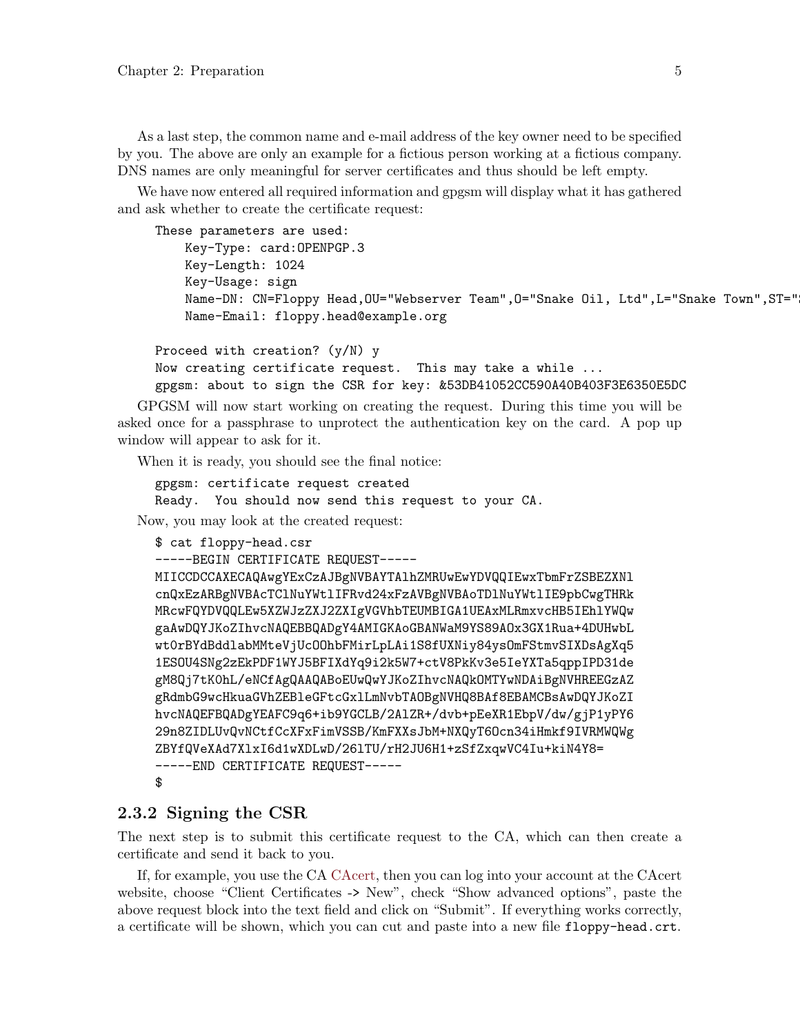As a last step, the common name and e-mail address of the key owner need to be specified by you. The above are only an example for a fictious person working at a fictious company. DNS names are only meaningful for server certificates and thus should be left empty.

We have now entered all required information and gpgsm will display what it has gathered and ask whether to create the certificate request:

```
These parameters are used:
    Key-Type: card:OPENPGP.3
    Key-Length: 1024
    Key-Usage: sign
    Name-DN: CN=Floppy Head,OU="Webserver Team",O="Snake Oil, Ltd",L="Snake Town",ST="
    Name-Email: floppy.head@example.org

Proceed with creation? (y/N) y
Now creating certificate request.  This may take a while ...
gpgsm: about to sign the CSR for key: &53DB41052CC590A40B403F3E6350E5DC
```

GPGSM will now start working on creating the request. During this time you will be asked once for a passphrase to unprotect the authentication key on the card. A pop up window will appear to ask for it.

When it is ready, you should see the final notice:

```
gpgsm: certificate request created
Ready.  You should now send this request to your CA.
```

Now, you may look at the created request:

```
$ cat floppy-head.csr
-----BEGIN CERTIFICATE REQUEST-----
MIICCDCCAXECAQAwgYExCzAJBgNVBAYTAlhZMRUwEwYDVQQIEwxTbmFrZSBEZXNl
cnQxEzARBgNVBAcTClNuYWtlIFRvd24xFzAVBgNVBAoTDlNuYWtlIE9pbCwgTHRk
MRcwFQYDVQQLEw5XZWJzZXJ2ZXIgVGVhbTEUMBIGA1UEAxMLRmxvcHB5IEhlYWQw
gaAwDQYJKoZIhvcNAQEBBQADgY4AMIGKAoGBANWaM9YS89AOx3GX1Rua+4DUHwbL
wt0rBYdBddlabMMteVjUcOOhbFMirLpLAi1S8fUXNiy84ysOmFStmvSIXDsAgXq5
1ESOU4SNg2zEkPDF1WYJ5BFIXdYq9i2k5W7+ctV8PkKv3e5IeYXTa5qppIPD31de
gM8Qj7tK0hL/eNCfAgQAAQABoEUwQwYJKoZIhvcNAQkOMTYwNDAiBgNVHREEGzAZ
gRdmbG9wcHkuaGVhZEBleGFtcGxlLmNvbTAOBgNVHQ8BAf8EBAMCBsAwDQYJKoZI
hvcNAQEFBQADgYEAFC9q6+ib9YGCLB/2AlZR+/dvb+pEeXR1EbpV/dw/gjP1yPY6
29n8ZIDLUvQvNCtfCcXFxFimVSSB/KmFXXsJbM+NXQyT6Ocn34iHmkf9IVRMWQWg
ZBYfQVeXAd7XlxI6d1wXDLwD/26lTU/rH2JU6H1+zSfZxqwVC4Iu+kiN4Y8=
-----END CERTIFICATE REQUEST-----
$
```

### 2.3.2 Signing the CSR

The next step is to submit this certificate request to the CA, which can then create a certificate and send it back to you.

If, for example, you use the CA CAcert, then you can log into your account at the CAcert website, choose "Client Certificates -> New", check "Show advanced options", paste the above request block into the text field and click on "Submit". If everything works correctly, a certificate will be shown, which you can cut and paste into a new file `floppy-head.crt`.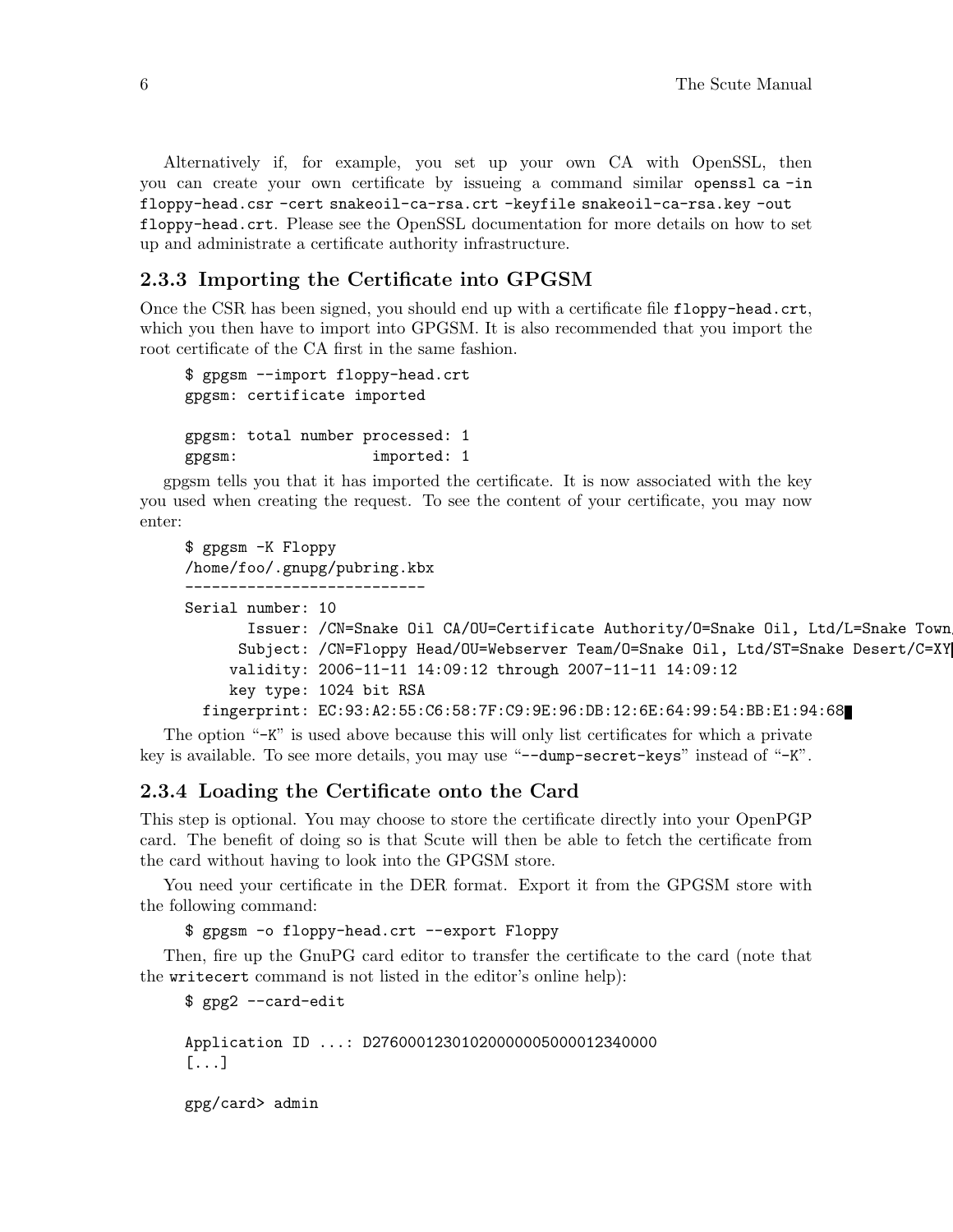Alternatively if, for example, you set up your own CA with OpenSSL, then you can create your own certificate by issueing a command similar `openssl ca -in floppy-head.csr -cert snakeoil-ca-rsa.crt -keyfile snakeoil-ca-rsa.key -out floppy-head.crt`. Please see the OpenSSL documentation for more details on how to set up and administrate a certificate authority infrastructure.

### 2.3.3 Importing the Certificate into GPGSM

Once the CSR has been signed, you should end up with a certificate file `floppy-head.crt`, which you then have to import into GPGSM. It is also recommended that you import the root certificate of the CA first in the same fashion.

```
$ gpgsm --import floppy-head.crt
gpgsm: certificate imported

gpgsm: total number processed: 1
gpgsm:               imported: 1
```

gpgsm tells you that it has imported the certificate. It is now associated with the key you used when creating the request. To see the content of your certificate, you may now enter:

```
$ gpgsm -K Floppy
/home/foo/.gnupg/pubring.kbx
---------------------------
Serial number: 10
       Issuer: /CN=Snake Oil CA/OU=Certificate Authority/O=Snake Oil, Ltd/L=Snake Town
      Subject: /CN=Floppy Head/OU=Webserver Team/O=Snake Oil, Ltd/ST=Snake Desert/C=XY
     validity: 2006-11-11 14:09:12 through 2007-11-11 14:09:12
     key type: 1024 bit RSA
  fingerprint: EC:93:A2:55:C6:58:7F:C9:9E:96:DB:12:6E:64:99:54:BB:E1:94:68
```

The option "`-K`" is used above because this will only list certificates for which a private key is available. To see more details, you may use "`--dump-secret-keys`" instead of "`-K`".

### 2.3.4 Loading the Certificate onto the Card

This step is optional. You may choose to store the certificate directly into your OpenPGP card. The benefit of doing so is that Scute will then be able to fetch the certificate from the card without having to look into the GPGSM store.

You need your certificate in the DER format. Export it from the GPGSM store with the following command:

```
$ gpgsm -o floppy-head.crt --export Floppy
```

Then, fire up the GnuPG card editor to transfer the certificate to the card (note that the `writecert` command is not listed in the editor's online help):

```
$ gpg2 --card-edit

Application ID ...: D2760001240102000005000012340000
[...]

gpg/card> admin
```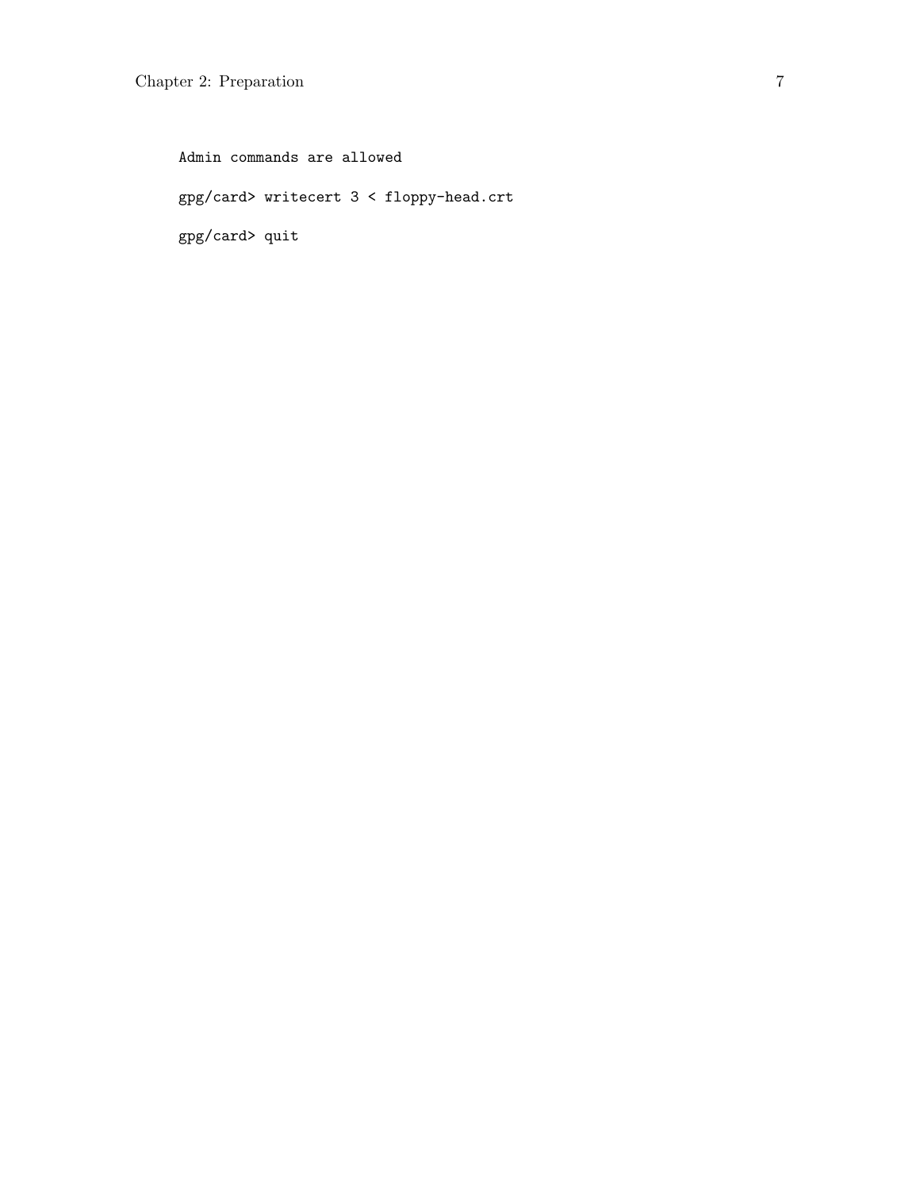```
Admin commands are allowed

gpg/card> writecert 3 < floppy-head.crt

gpg/card> quit
```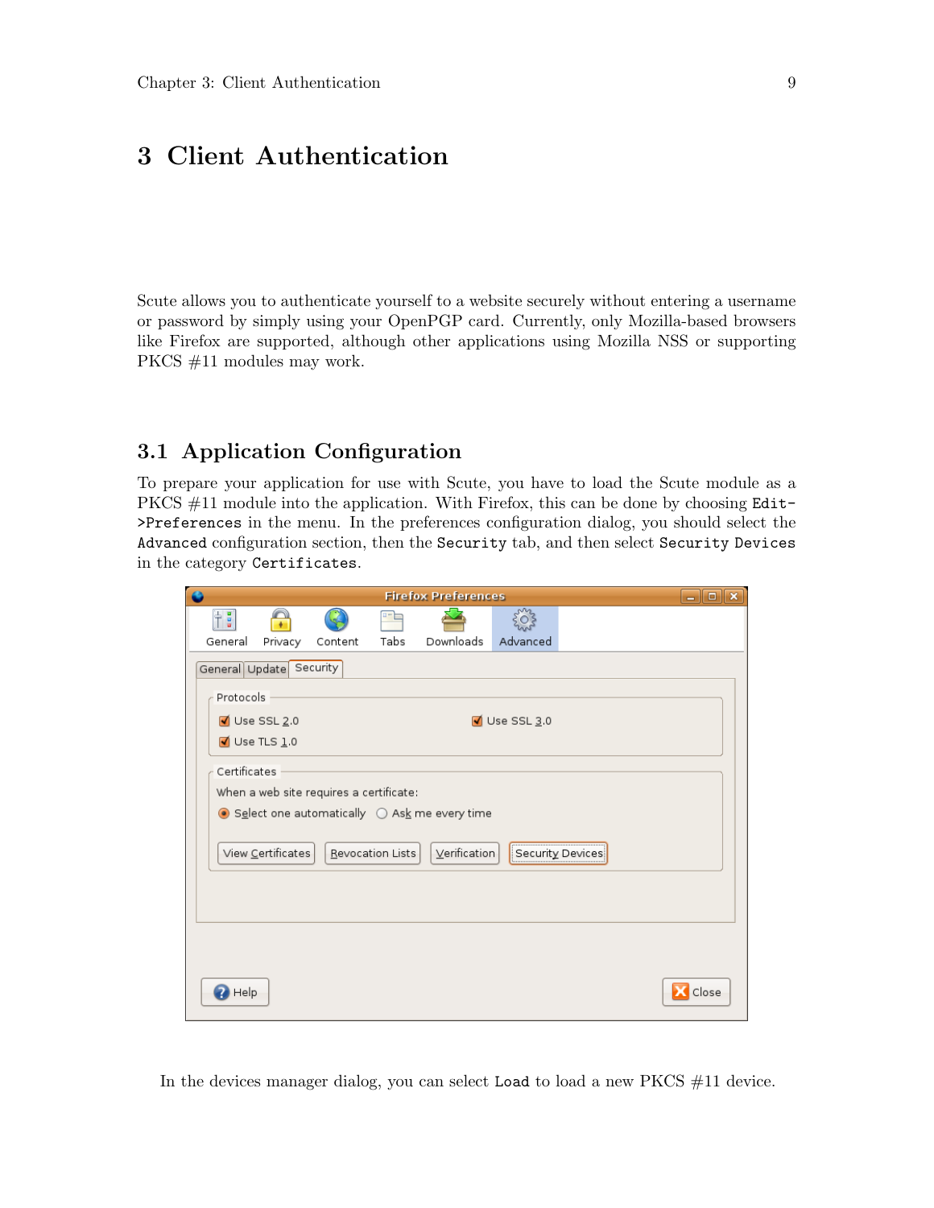# 3 Client Authentication

Scute allows you to authenticate yourself to a website securely without entering a username or password by simply using your OpenPGP card. Currently, only Mozilla-based browsers like Firefox are supported, although other applications using Mozilla NSS or supporting PKCS #11 modules may work.

## 3.1 Application Configuration

To prepare your application for use with Scute, you have to load the Scute module as a PKCS #11 module into the application. With Firefox, this can be done by choosing `Edit->Preferences` in the menu. In the preferences configuration dialog, you should select the `Advanced` configuration section, then the `Security` tab, and then select `Security Devices` in the category `Certificates`.

In the devices manager dialog, you can select `Load` to load a new PKCS #11 device.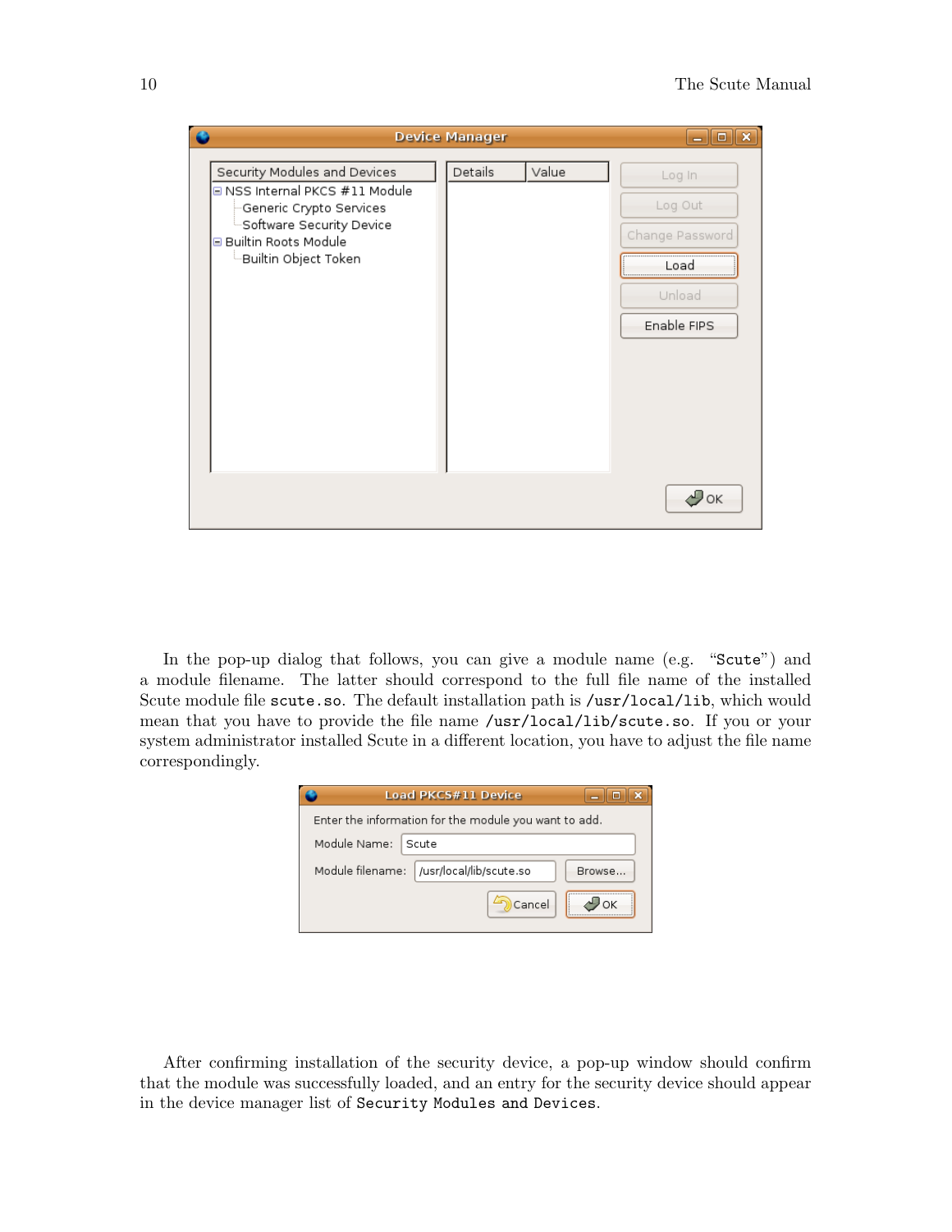In the pop-up dialog that follows, you can give a module name (e.g. "`Scute`") and a module filename. The latter should correspond to the full file name of the installed Scute module file `scute.so`. The default installation path is `/usr/local/lib`, which would mean that you have to provide the file name `/usr/local/lib/scute.so`. If you or your system administrator installed Scute in a different location, you have to adjust the file name correspondingly.

After confirming installation of the security device, a pop-up window should confirm that the module was successfully loaded, and an entry for the security device should appear in the device manager list of `Security Modules and Devices`.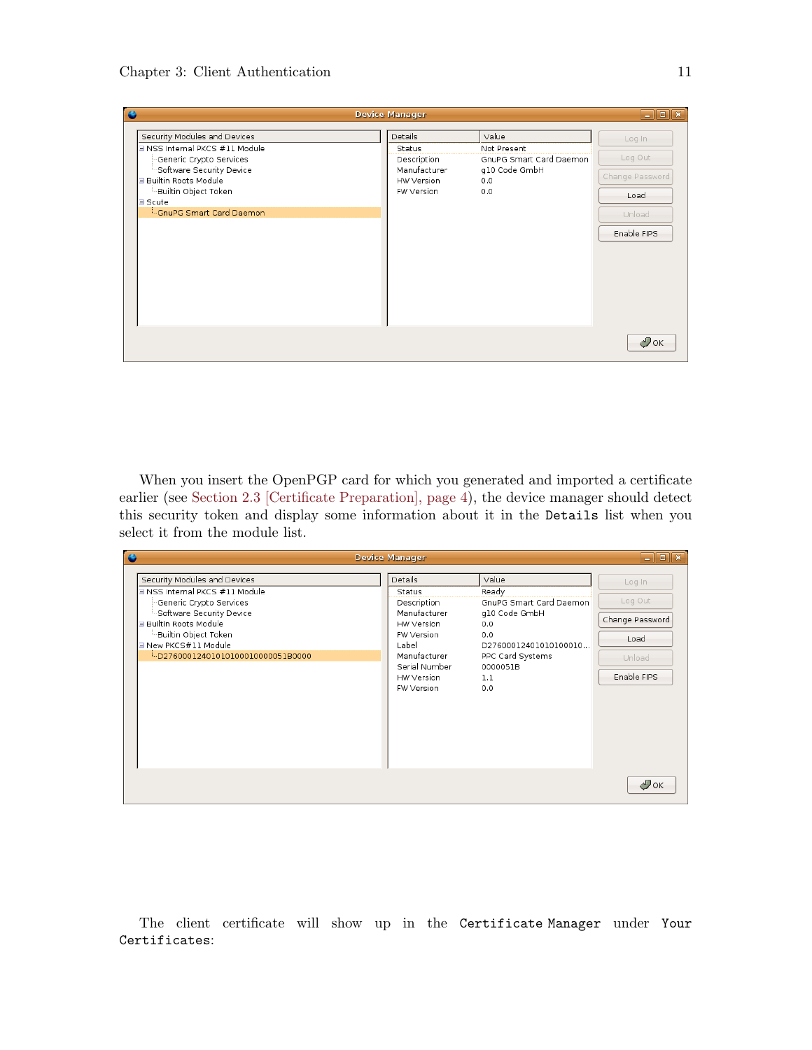When you insert the OpenPGP card for which you generated and imported a certificate earlier (see Section 2.3 [Certificate Preparation], page 4), the device manager should detect this security token and display some information about it in the `Details` list when you select it from the module list.

The client certificate will show up in the `Certificate Manager` under `Your Certificates`: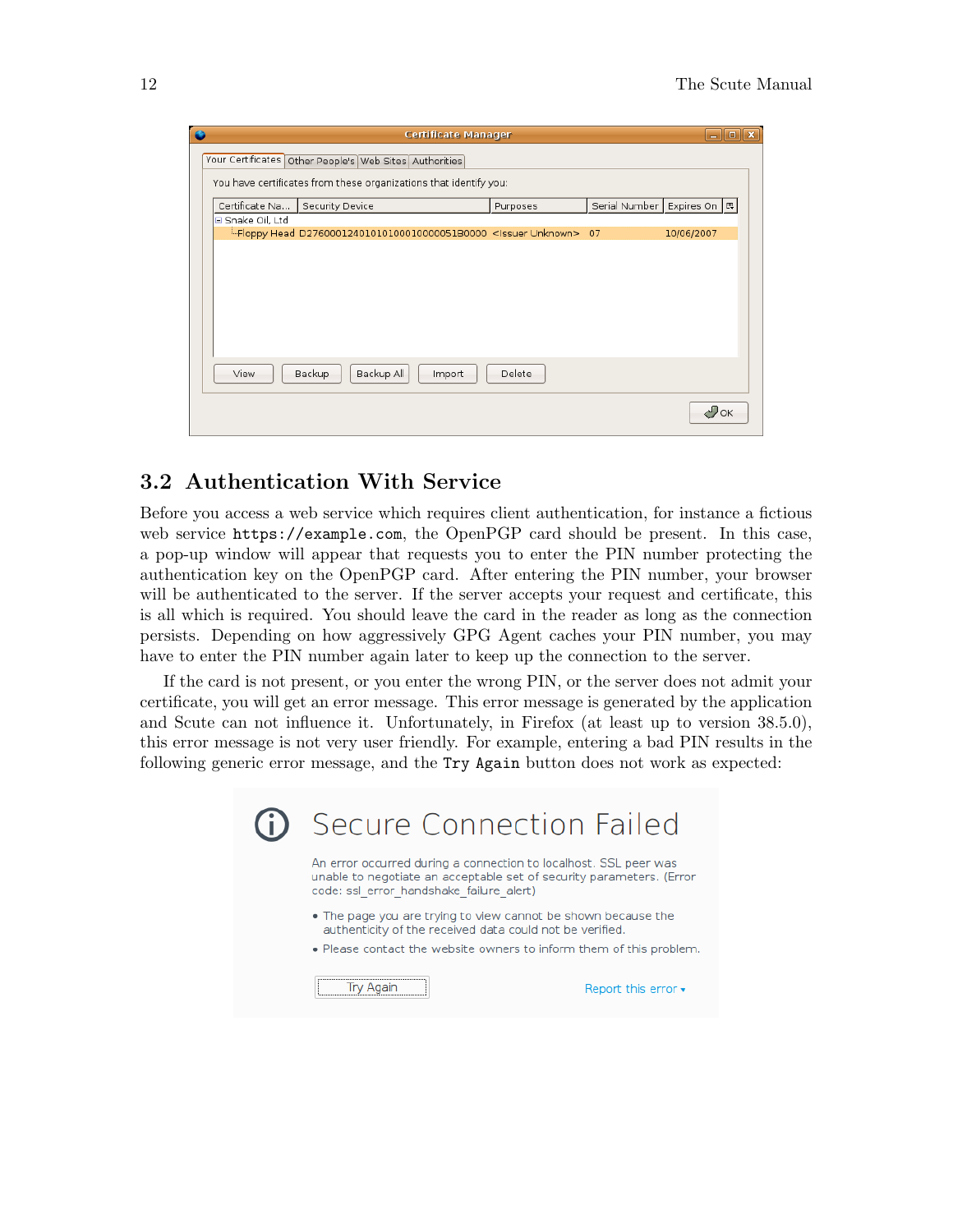## 3.2 Authentication With Service

Before you access a web service which requires client authentication, for instance a fictious web service `https://example.com`, the OpenPGP card should be present. In this case, a pop-up window will appear that requests you to enter the PIN number protecting the authentication key on the OpenPGP card. After entering the PIN number, your browser will be authenticated to the server. If the server accepts your request and certificate, this is all which is required. You should leave the card in the reader as long as the connection persists. Depending on how aggressively GPG Agent caches your PIN number, you may have to enter the PIN number again later to keep up the connection to the server.

If the card is not present, or you enter the wrong PIN, or the server does not admit your certificate, you will get an error message. This error message is generated by the application and Scute can not influence it. Unfortunately, in Firefox (at least up to version 38.5.0), this error message is not very user friendly. For example, entering a bad PIN results in the following generic error message, and the `Try Again` button does not work as expected: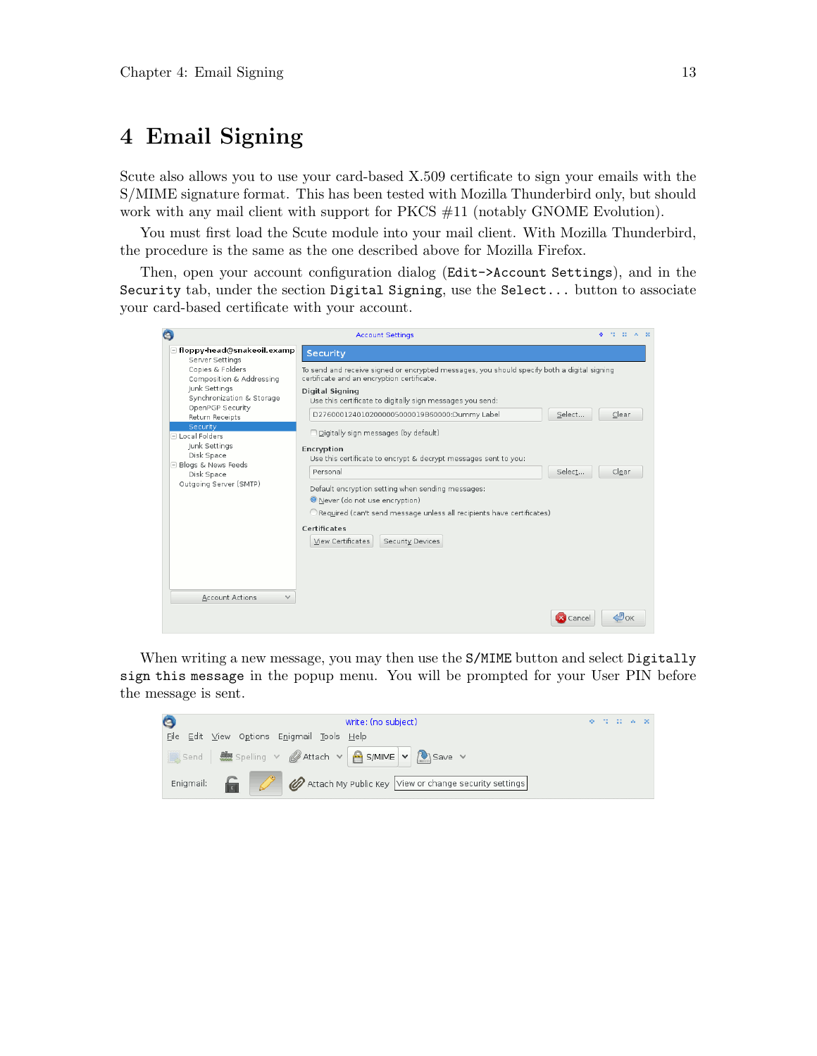# 4 Email Signing

Scute also allows you to use your card-based X.509 certificate to sign your emails with the S/MIME signature format. This has been tested with Mozilla Thunderbird only, but should work with any mail client with support for PKCS #11 (notably GNOME Evolution).

You must first load the Scute module into your mail client. With Mozilla Thunderbird, the procedure is the same as the one described above for Mozilla Firefox.

Then, open your account configuration dialog (`Edit->Account Settings`), and in the `Security` tab, under the section `Digital Signing`, use the `Select...` button to associate your card-based certificate with your account.

When writing a new message, you may then use the `S/MIME` button and select `Digitally sign this message` in the popup menu. You will be prompted for your User PIN before the message is sent.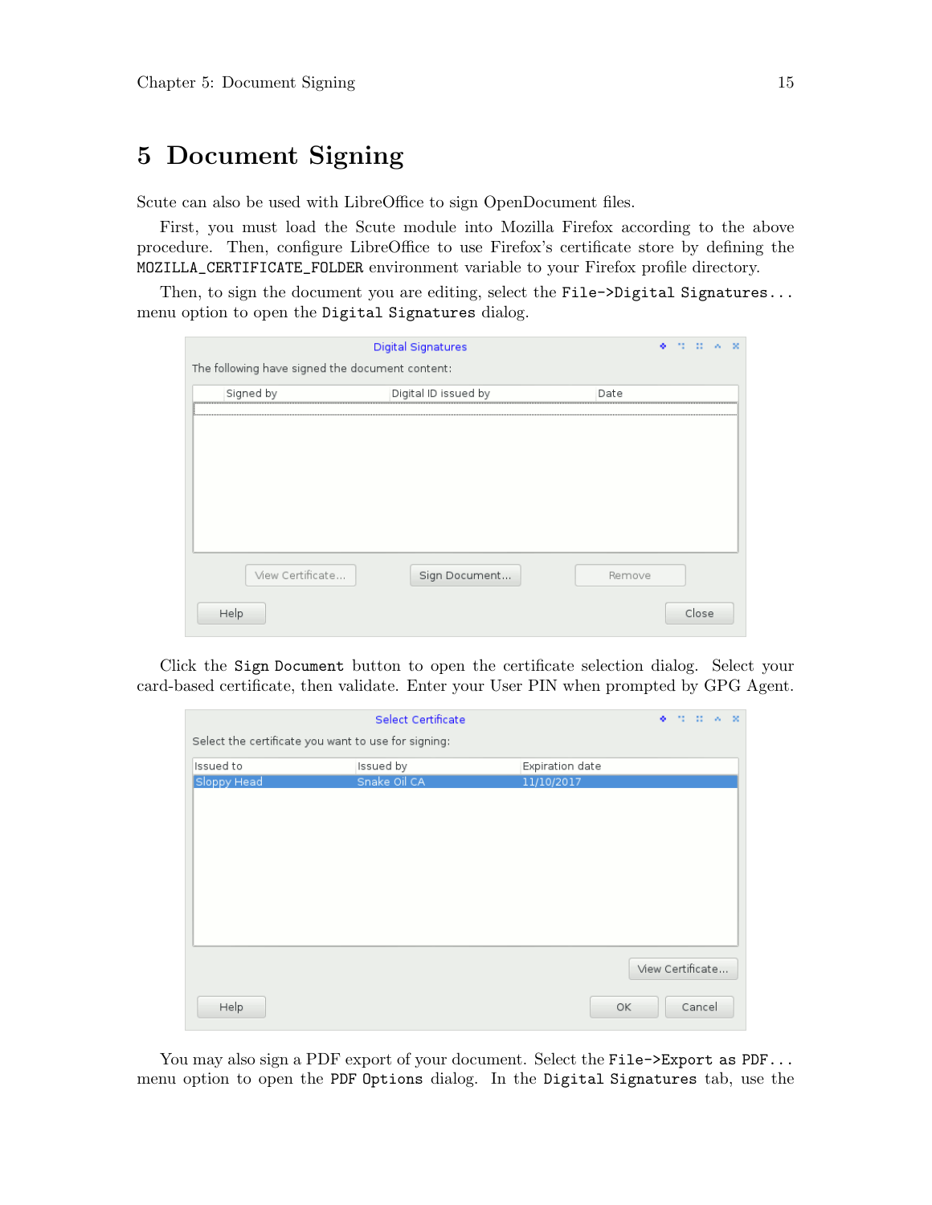# 5 Document Signing

Scute can also be used with LibreOffice to sign OpenDocument files.

First, you must load the Scute module into Mozilla Firefox according to the above procedure. Then, configure LibreOffice to use Firefox's certificate store by defining the `MOZILLA_CERTIFICATE_FOLDER` environment variable to your Firefox profile directory.

Then, to sign the document you are editing, select the `File->Digital Signatures...` menu option to open the `Digital Signatures` dialog.

Click the `Sign Document` button to open the certificate selection dialog. Select your card-based certificate, then validate. Enter your User PIN when prompted by GPG Agent.

You may also sign a PDF export of your document. Select the `File->Export as PDF...` menu option to open the `PDF Options` dialog. In the `Digital Signatures` tab, use the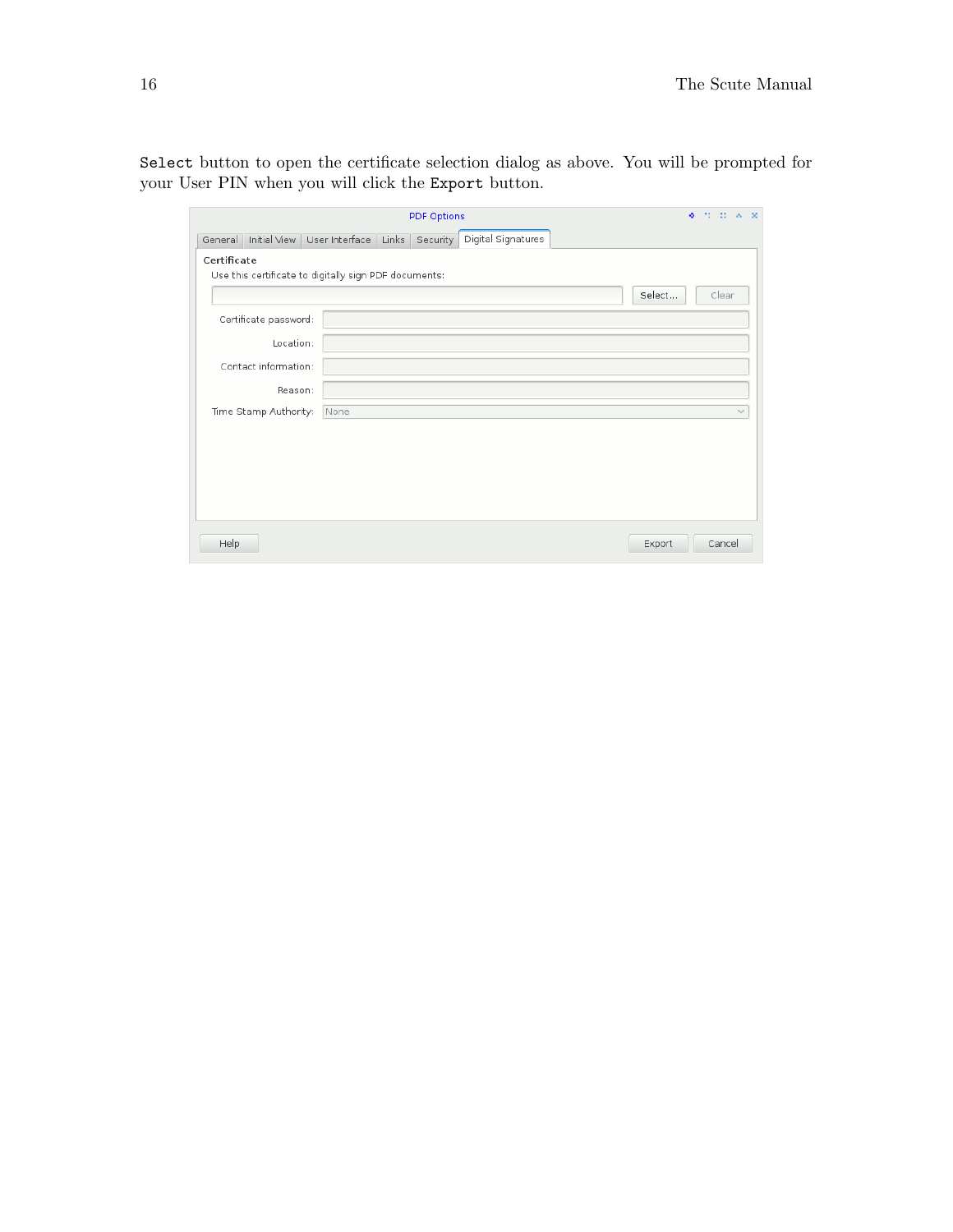`Select` button to open the certificate selection dialog as above. You will be prompted for your User PIN when you will click the `Export` button.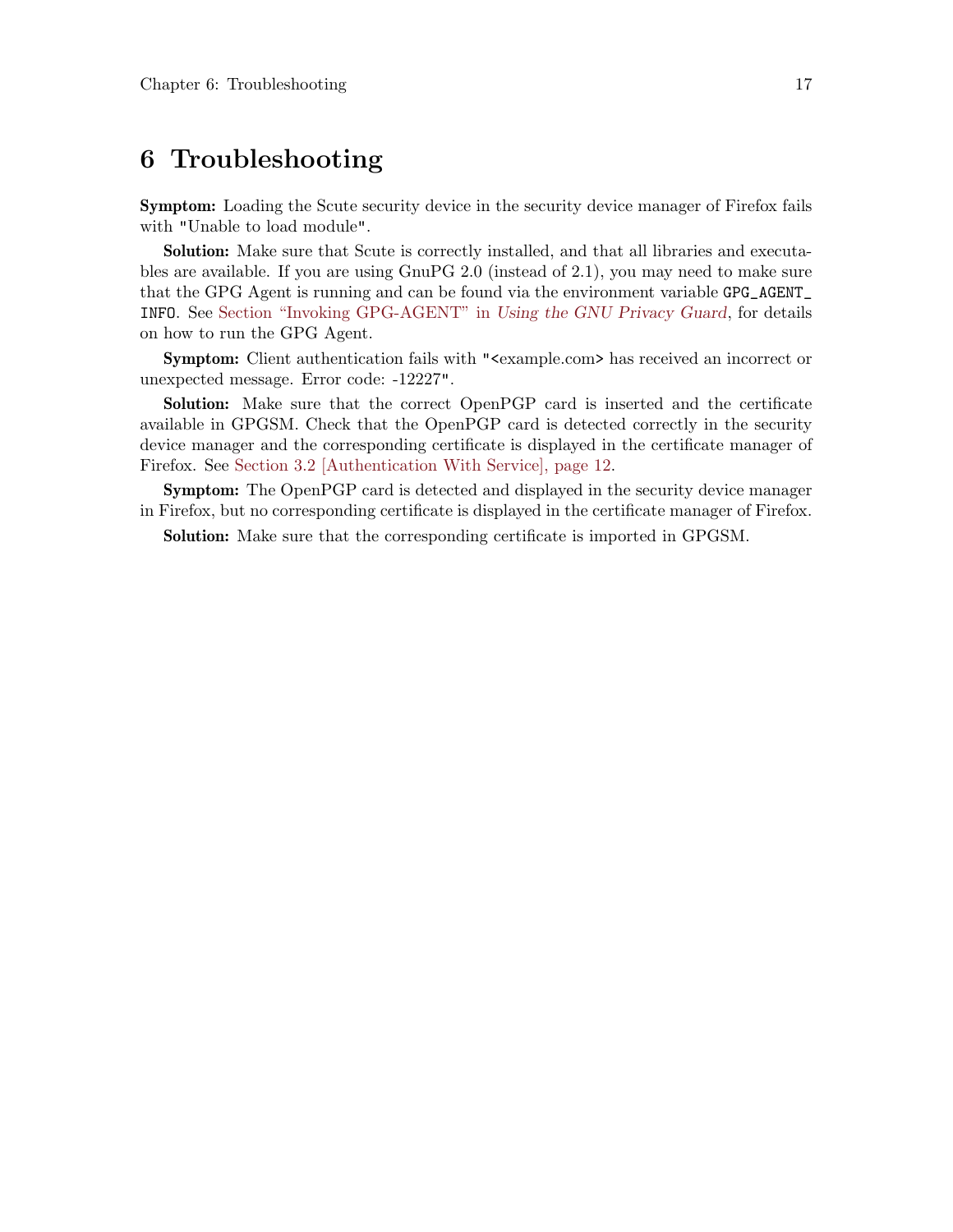# 6 Troubleshooting

**Symptom:** Loading the Scute security device in the security device manager of Firefox fails with "Unable to load module".

**Solution:** Make sure that Scute is correctly installed, and that all libraries and executables are available. If you are using GnuPG 2.0 (instead of 2.1), you may need to make sure that the GPG Agent is running and can be found via the environment variable `GPG_AGENT_INFO`. See Section "Invoking GPG-AGENT" in *Using the GNU Privacy Guard*, for details on how to run the GPG Agent.

**Symptom:** Client authentication fails with "<example.com> has received an incorrect or unexpected message. Error code: -12227".

**Solution:** Make sure that the correct OpenPGP card is inserted and the certificate available in GPGSM. Check that the OpenPGP card is detected correctly in the security device manager and the corresponding certificate is displayed in the certificate manager of Firefox. See Section 3.2 [Authentication With Service], page 12.

**Symptom:** The OpenPGP card is detected and displayed in the security device manager in Firefox, but no corresponding certificate is displayed in the certificate manager of Firefox.

**Solution:** Make sure that the corresponding certificate is imported in GPGSM.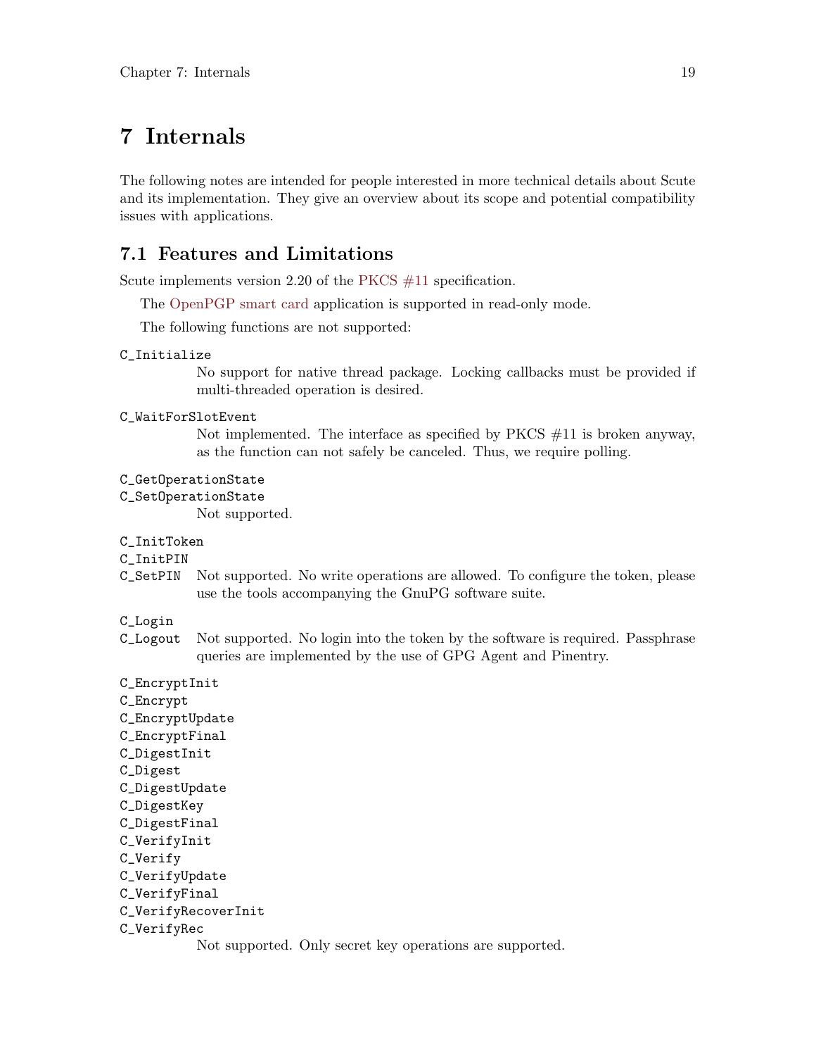# 7 Internals

The following notes are intended for people interested in more technical details about Scute and its implementation. They give an overview about its scope and potential compatibility issues with applications.

## 7.1 Features and Limitations

Scute implements version 2.20 of the PKCS #11 specification.

The OpenPGP smart card application is supported in read-only mode.

The following functions are not supported:

`C_Initialize`
: No support for native thread package. Locking callbacks must be provided if multi-threaded operation is desired.

`C_WaitForSlotEvent`
: Not implemented. The interface as specified by PKCS #11 is broken anyway, as the function can not safely be canceled. Thus, we require polling.

`C_GetOperationState`
`C_SetOperationState`
: Not supported.

`C_InitToken`
`C_InitPIN`
`C_SetPIN`
: Not supported. No write operations are allowed. To configure the token, please use the tools accompanying the GnuPG software suite.

`C_Login`
`C_Logout`
: Not supported. No login into the token by the software is required. Passphrase queries are implemented by the use of GPG Agent and Pinentry.

`C_EncryptInit`
`C_Encrypt`
`C_EncryptUpdate`
`C_EncryptFinal`
`C_DigestInit`
`C_Digest`
`C_DigestUpdate`
`C_DigestKey`
`C_DigestFinal`
`C_VerifyInit`
`C_Verify`
`C_VerifyUpdate`
`C_VerifyFinal`
`C_VerifyRecoverInit`
`C_VerifyRec`
: Not supported. Only secret key operations are supported.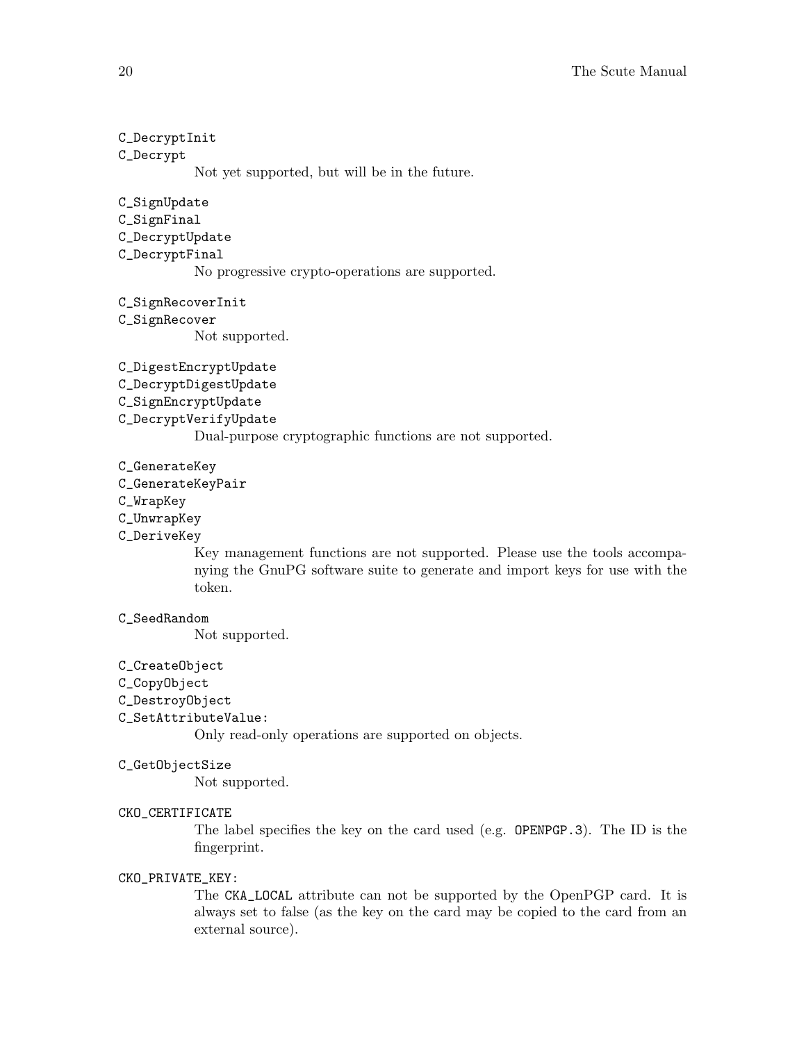`C_DecryptInit`
`C_Decrypt`
: Not yet supported, but will be in the future.

`C_SignUpdate`
`C_SignFinal`
`C_DecryptUpdate`
`C_DecryptFinal`
: No progressive crypto-operations are supported.

`C_SignRecoverInit`
`C_SignRecover`
: Not supported.

`C_DigestEncryptUpdate`
`C_DecryptDigestUpdate`
`C_SignEncryptUpdate`
`C_DecryptVerifyUpdate`
: Dual-purpose cryptographic functions are not supported.

`C_GenerateKey`
`C_GenerateKeyPair`
`C_WrapKey`
`C_UnwrapKey`
`C_DeriveKey`
: Key management functions are not supported. Please use the tools accompanying the GnuPG software suite to generate and import keys for use with the token.

`C_SeedRandom`
: Not supported.

`C_CreateObject`
`C_CopyObject`
`C_DestroyObject`
`C_SetAttributeValue:`
: Only read-only operations are supported on objects.

`C_GetObjectSize`
: Not supported.

`CKO_CERTIFICATE`
: The label specifies the key on the card used (e.g. `OPENPGP.3`). The ID is the fingerprint.

`CKO_PRIVATE_KEY:`
: The `CKA_LOCAL` attribute can not be supported by the OpenPGP card. It is always set to false (as the key on the card may be copied to the card from an external source).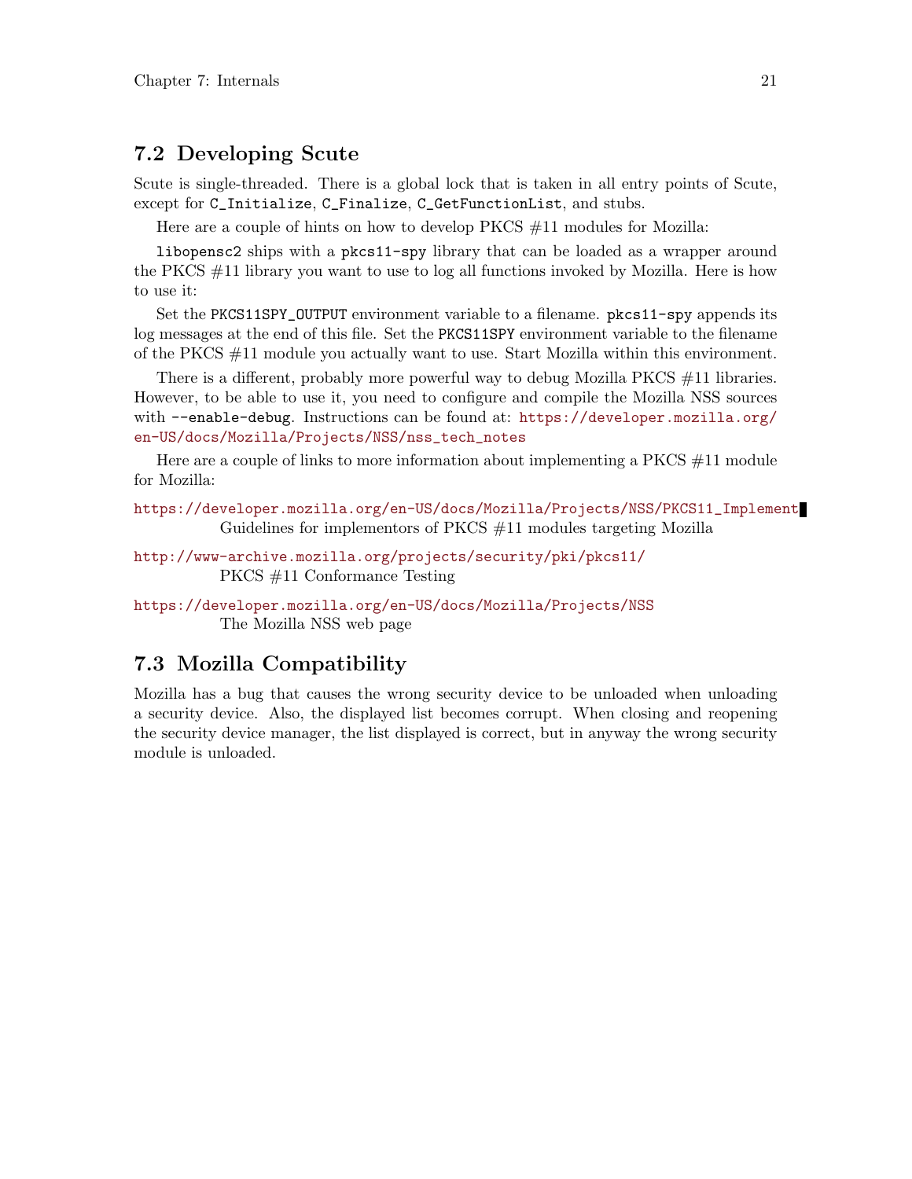## 7.2 Developing Scute

Scute is single-threaded. There is a global lock that is taken in all entry points of Scute, except for `C_Initialize`, `C_Finalize`, `C_GetFunctionList`, and stubs.

Here are a couple of hints on how to develop PKCS #11 modules for Mozilla:

`libopensc2` ships with a `pkcs11-spy` library that can be loaded as a wrapper around the PKCS #11 library you want to use to log all functions invoked by Mozilla. Here is how to use it:

Set the `PKCS11SPY_OUTPUT` environment variable to a filename. `pkcs11-spy` appends its log messages at the end of this file. Set the `PKCS11SPY` environment variable to the filename of the PKCS #11 module you actually want to use. Start Mozilla within this environment.

There is a different, probably more powerful way to debug Mozilla PKCS #11 libraries. However, to be able to use it, you need to configure and compile the Mozilla NSS sources with `--enable-debug`. Instructions can be found at: https://developer.mozilla.org/en-US/docs/Mozilla/Projects/NSS/nss_tech_notes

Here are a couple of links to more information about implementing a PKCS #11 module for Mozilla:

https://developer.mozilla.org/en-US/docs/Mozilla/Projects/NSS/PKCS11_Implement
: Guidelines for implementors of PKCS #11 modules targeting Mozilla

http://www-archive.mozilla.org/projects/security/pki/pkcs11/
: PKCS #11 Conformance Testing

https://developer.mozilla.org/en-US/docs/Mozilla/Projects/NSS
: The Mozilla NSS web page

## 7.3 Mozilla Compatibility

Mozilla has a bug that causes the wrong security device to be unloaded when unloading a security device. Also, the displayed list becomes corrupt. When closing and reopening the security device manager, the list displayed is correct, but in anyway the wrong security module is unloaded.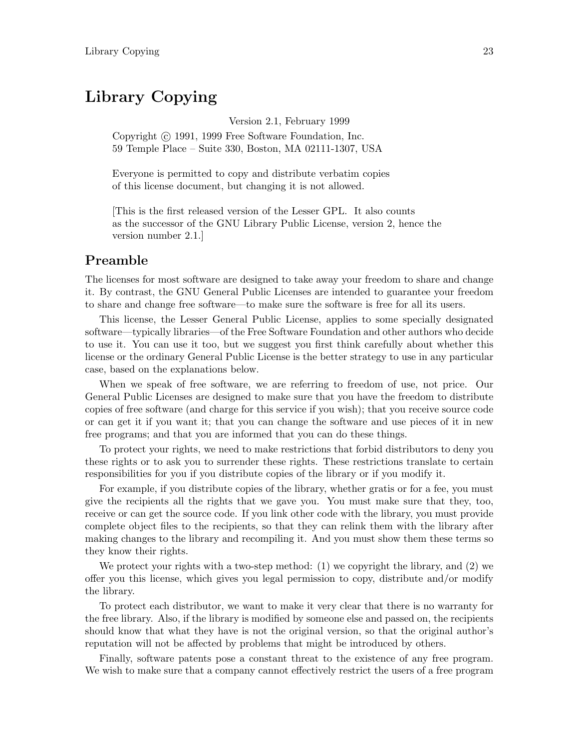# Library Copying

Version 2.1, February 1999

Copyright © 1991, 1999 Free Software Foundation, Inc.
59 Temple Place – Suite 330, Boston, MA 02111-1307, USA

Everyone is permitted to copy and distribute verbatim copies
of this license document, but changing it is not allowed.

[This is the first released version of the Lesser GPL. It also counts
as the successor of the GNU Library Public License, version 2, hence the
version number 2.1.]

## Preamble

The licenses for most software are designed to take away your freedom to share and change it. By contrast, the GNU General Public Licenses are intended to guarantee your freedom to share and change free software—to make sure the software is free for all its users.

This license, the Lesser General Public License, applies to some specially designated software—typically libraries—of the Free Software Foundation and other authors who decide to use it. You can use it too, but we suggest you first think carefully about whether this license or the ordinary General Public License is the better strategy to use in any particular case, based on the explanations below.

When we speak of free software, we are referring to freedom of use, not price. Our General Public Licenses are designed to make sure that you have the freedom to distribute copies of free software (and charge for this service if you wish); that you receive source code or can get it if you want it; that you can change the software and use pieces of it in new free programs; and that you are informed that you can do these things.

To protect your rights, we need to make restrictions that forbid distributors to deny you these rights or to ask you to surrender these rights. These restrictions translate to certain responsibilities for you if you distribute copies of the library or if you modify it.

For example, if you distribute copies of the library, whether gratis or for a fee, you must give the recipients all the rights that we gave you. You must make sure that they, too, receive or can get the source code. If you link other code with the library, you must provide complete object files to the recipients, so that they can relink them with the library after making changes to the library and recompiling it. And you must show them these terms so they know their rights.

We protect your rights with a two-step method: (1) we copyright the library, and (2) we offer you this license, which gives you legal permission to copy, distribute and/or modify the library.

To protect each distributor, we want to make it very clear that there is no warranty for the free library. Also, if the library is modified by someone else and passed on, the recipients should know that what they have is not the original version, so that the original author's reputation will not be affected by problems that might be introduced by others.

Finally, software patents pose a constant threat to the existence of any free program. We wish to make sure that a company cannot effectively restrict the users of a free program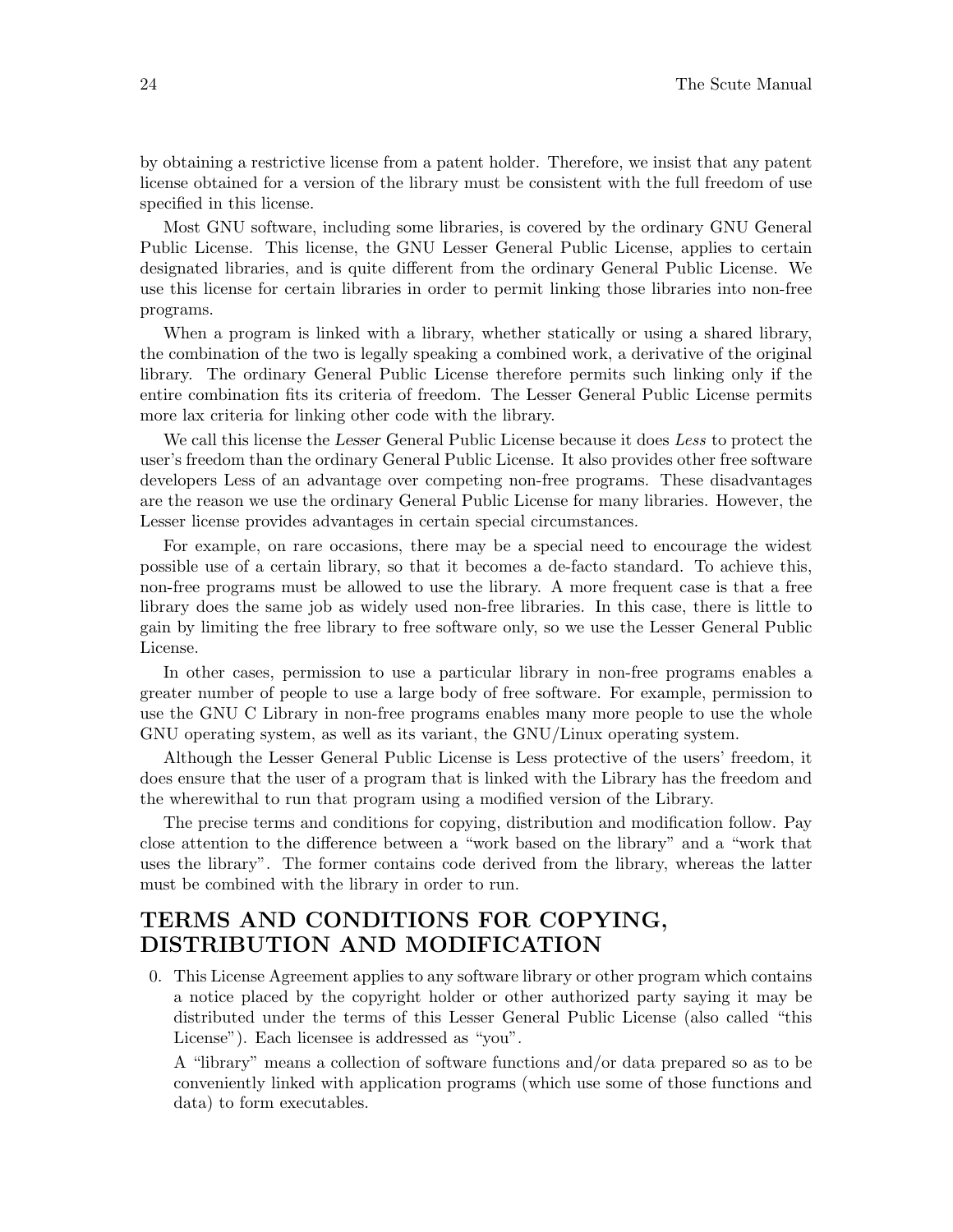by obtaining a restrictive license from a patent holder. Therefore, we insist that any patent license obtained for a version of the library must be consistent with the full freedom of use specified in this license.

Most GNU software, including some libraries, is covered by the ordinary GNU General Public License. This license, the GNU Lesser General Public License, applies to certain designated libraries, and is quite different from the ordinary General Public License. We use this license for certain libraries in order to permit linking those libraries into non-free programs.

When a program is linked with a library, whether statically or using a shared library, the combination of the two is legally speaking a combined work, a derivative of the original library. The ordinary General Public License therefore permits such linking only if the entire combination fits its criteria of freedom. The Lesser General Public License permits more lax criteria for linking other code with the library.

We call this license the *Lesser* General Public License because it does *Less* to protect the user's freedom than the ordinary General Public License. It also provides other free software developers Less of an advantage over competing non-free programs. These disadvantages are the reason we use the ordinary General Public License for many libraries. However, the Lesser license provides advantages in certain special circumstances.

For example, on rare occasions, there may be a special need to encourage the widest possible use of a certain library, so that it becomes a de-facto standard. To achieve this, non-free programs must be allowed to use the library. A more frequent case is that a free library does the same job as widely used non-free libraries. In this case, there is little to gain by limiting the free library to free software only, so we use the Lesser General Public License.

In other cases, permission to use a particular library in non-free programs enables a greater number of people to use a large body of free software. For example, permission to use the GNU C Library in non-free programs enables many more people to use the whole GNU operating system, as well as its variant, the GNU/Linux operating system.

Although the Lesser General Public License is Less protective of the users' freedom, it does ensure that the user of a program that is linked with the Library has the freedom and the wherewithal to run that program using a modified version of the Library.

The precise terms and conditions for copying, distribution and modification follow. Pay close attention to the difference between a "work based on the library" and a "work that uses the library". The former contains code derived from the library, whereas the latter must be combined with the library in order to run.

## TERMS AND CONDITIONS FOR COPYING, DISTRIBUTION AND MODIFICATION

0. This License Agreement applies to any software library or other program which contains a notice placed by the copyright holder or other authorized party saying it may be distributed under the terms of this Lesser General Public License (also called "this License"). Each licensee is addressed as "you".

   A "library" means a collection of software functions and/or data prepared so as to be conveniently linked with application programs (which use some of those functions and data) to form executables.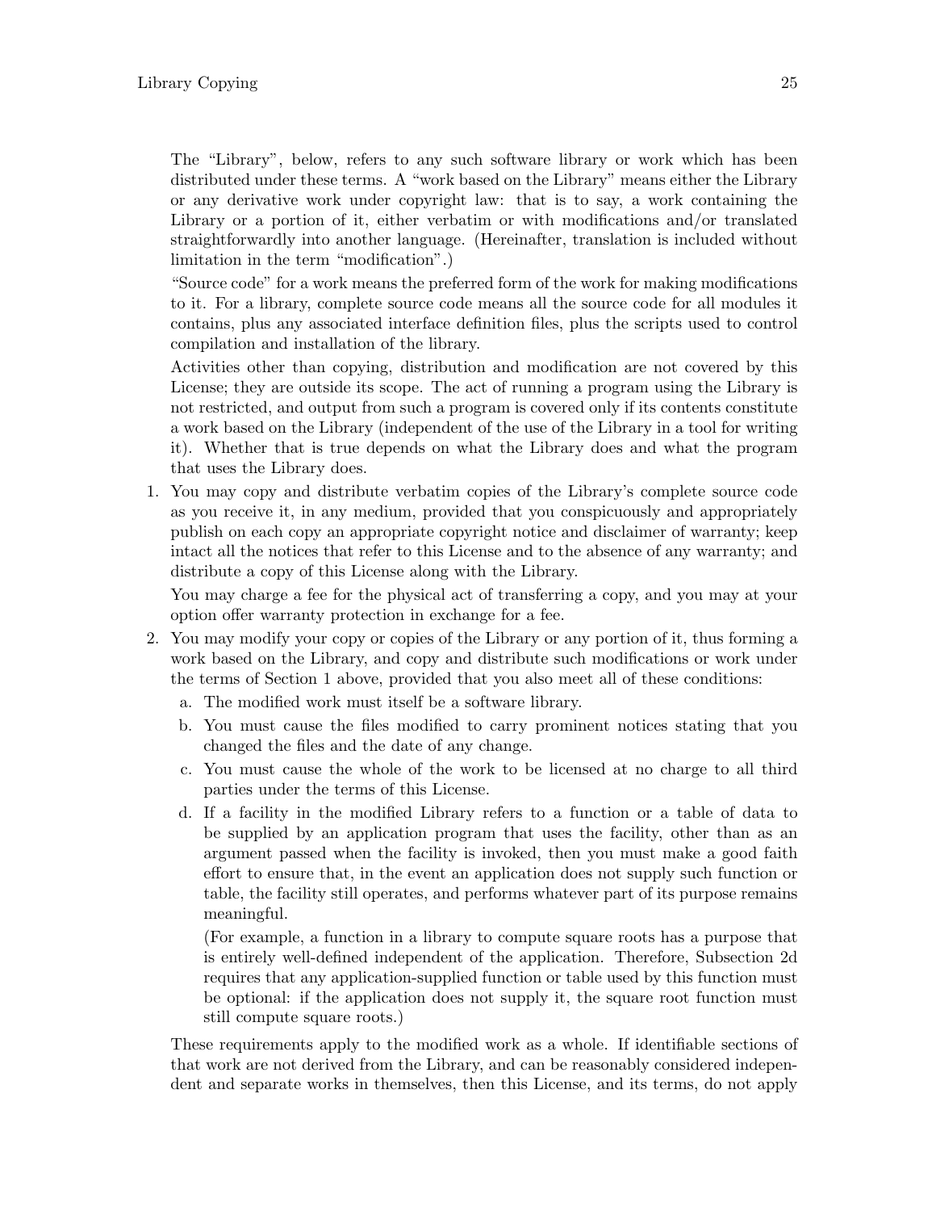The "Library", below, refers to any such software library or work which has been distributed under these terms. A "work based on the Library" means either the Library or any derivative work under copyright law: that is to say, a work containing the Library or a portion of it, either verbatim or with modifications and/or translated straightforwardly into another language. (Hereinafter, translation is included without limitation in the term "modification".)

"Source code" for a work means the preferred form of the work for making modifications to it. For a library, complete source code means all the source code for all modules it contains, plus any associated interface definition files, plus the scripts used to control compilation and installation of the library.

Activities other than copying, distribution and modification are not covered by this License; they are outside its scope. The act of running a program using the Library is not restricted, and output from such a program is covered only if its contents constitute a work based on the Library (independent of the use of the Library in a tool for writing it). Whether that is true depends on what the Library does and what the program that uses the Library does.

1. You may copy and distribute verbatim copies of the Library's complete source code as you receive it, in any medium, provided that you conspicuously and appropriately publish on each copy an appropriate copyright notice and disclaimer of warranty; keep intact all the notices that refer to this License and to the absence of any warranty; and distribute a copy of this License along with the Library.

   You may charge a fee for the physical act of transferring a copy, and you may at your option offer warranty protection in exchange for a fee.

2. You may modify your copy or copies of the Library or any portion of it, thus forming a work based on the Library, and copy and distribute such modifications or work under the terms of Section 1 above, provided that you also meet all of these conditions:

   a. The modified work must itself be a software library.

   b. You must cause the files modified to carry prominent notices stating that you changed the files and the date of any change.

   c. You must cause the whole of the work to be licensed at no charge to all third parties under the terms of this License.

   d. If a facility in the modified Library refers to a function or a table of data to be supplied by an application program that uses the facility, other than as an argument passed when the facility is invoked, then you must make a good faith effort to ensure that, in the event an application does not supply such function or table, the facility still operates, and performs whatever part of its purpose remains meaningful.

      (For example, a function in a library to compute square roots has a purpose that is entirely well-defined independent of the application. Therefore, Subsection 2d requires that any application-supplied function or table used by this function must be optional: if the application does not supply it, the square root function must still compute square roots.)

   These requirements apply to the modified work as a whole. If identifiable sections of that work are not derived from the Library, and can be reasonably considered independent and separate works in themselves, then this License, and its terms, do not apply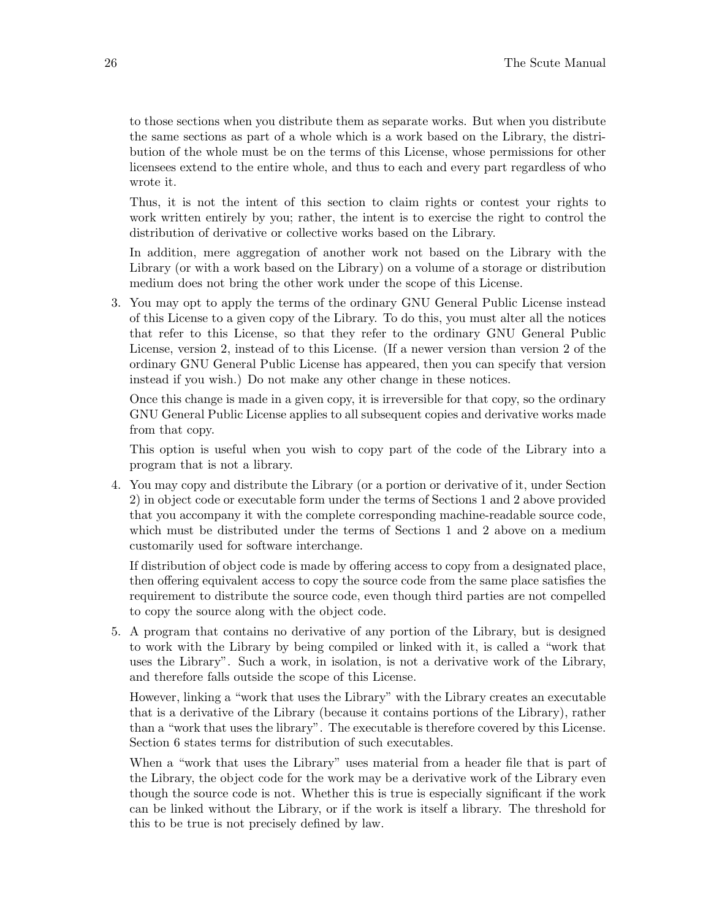to those sections when you distribute them as separate works. But when you distribute the same sections as part of a whole which is a work based on the Library, the distribution of the whole must be on the terms of this License, whose permissions for other licensees extend to the entire whole, and thus to each and every part regardless of who wrote it.

Thus, it is not the intent of this section to claim rights or contest your rights to work written entirely by you; rather, the intent is to exercise the right to control the distribution of derivative or collective works based on the Library.

In addition, mere aggregation of another work not based on the Library with the Library (or with a work based on the Library) on a volume of a storage or distribution medium does not bring the other work under the scope of this License.

3. You may opt to apply the terms of the ordinary GNU General Public License instead of this License to a given copy of the Library. To do this, you must alter all the notices that refer to this License, so that they refer to the ordinary GNU General Public License, version 2, instead of to this License. (If a newer version than version 2 of the ordinary GNU General Public License has appeared, then you can specify that version instead if you wish.) Do not make any other change in these notices.

   Once this change is made in a given copy, it is irreversible for that copy, so the ordinary GNU General Public License applies to all subsequent copies and derivative works made from that copy.

   This option is useful when you wish to copy part of the code of the Library into a program that is not a library.

4. You may copy and distribute the Library (or a portion or derivative of it, under Section 2) in object code or executable form under the terms of Sections 1 and 2 above provided that you accompany it with the complete corresponding machine-readable source code, which must be distributed under the terms of Sections 1 and 2 above on a medium customarily used for software interchange.

   If distribution of object code is made by offering access to copy from a designated place, then offering equivalent access to copy the source code from the same place satisfies the requirement to distribute the source code, even though third parties are not compelled to copy the source along with the object code.

5. A program that contains no derivative of any portion of the Library, but is designed to work with the Library by being compiled or linked with it, is called a "work that uses the Library". Such a work, in isolation, is not a derivative work of the Library, and therefore falls outside the scope of this License.

   However, linking a "work that uses the Library" with the Library creates an executable that is a derivative of the Library (because it contains portions of the Library), rather than a "work that uses the library". The executable is therefore covered by this License. Section 6 states terms for distribution of such executables.

   When a "work that uses the Library" uses material from a header file that is part of the Library, the object code for the work may be a derivative work of the Library even though the source code is not. Whether this is true is especially significant if the work can be linked without the Library, or if the work is itself a library. The threshold for this to be true is not precisely defined by law.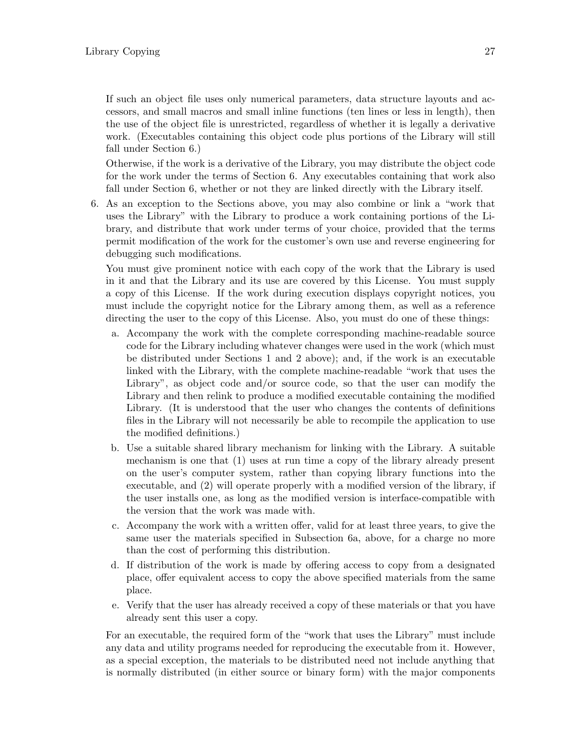If such an object file uses only numerical parameters, data structure layouts and accessors, and small macros and small inline functions (ten lines or less in length), then the use of the object file is unrestricted, regardless of whether it is legally a derivative work. (Executables containing this object code plus portions of the Library will still fall under Section 6.)

Otherwise, if the work is a derivative of the Library, you may distribute the object code for the work under the terms of Section 6. Any executables containing that work also fall under Section 6, whether or not they are linked directly with the Library itself.

6. As an exception to the Sections above, you may also combine or link a "work that uses the Library" with the Library to produce a work containing portions of the Library, and distribute that work under terms of your choice, provided that the terms permit modification of the work for the customer's own use and reverse engineering for debugging such modifications.

   You must give prominent notice with each copy of the work that the Library is used in it and that the Library and its use are covered by this License. You must supply a copy of this License. If the work during execution displays copyright notices, you must include the copyright notice for the Library among them, as well as a reference directing the user to the copy of this License. Also, you must do one of these things:

   a. Accompany the work with the complete corresponding machine-readable source code for the Library including whatever changes were used in the work (which must be distributed under Sections 1 and 2 above); and, if the work is an executable linked with the Library, with the complete machine-readable "work that uses the Library", as object code and/or source code, so that the user can modify the Library and then relink to produce a modified executable containing the modified Library. (It is understood that the user who changes the contents of definitions files in the Library will not necessarily be able to recompile the application to use the modified definitions.)

   b. Use a suitable shared library mechanism for linking with the Library. A suitable mechanism is one that (1) uses at run time a copy of the library already present on the user's computer system, rather than copying library functions into the executable, and (2) will operate properly with a modified version of the library, if the user installs one, as long as the modified version is interface-compatible with the version that the work was made with.

   c. Accompany the work with a written offer, valid for at least three years, to give the same user the materials specified in Subsection 6a, above, for a charge no more than the cost of performing this distribution.

   d. If distribution of the work is made by offering access to copy from a designated place, offer equivalent access to copy the above specified materials from the same place.

   e. Verify that the user has already received a copy of these materials or that you have already sent this user a copy.

   For an executable, the required form of the "work that uses the Library" must include any data and utility programs needed for reproducing the executable from it. However, as a special exception, the materials to be distributed need not include anything that is normally distributed (in either source or binary form) with the major components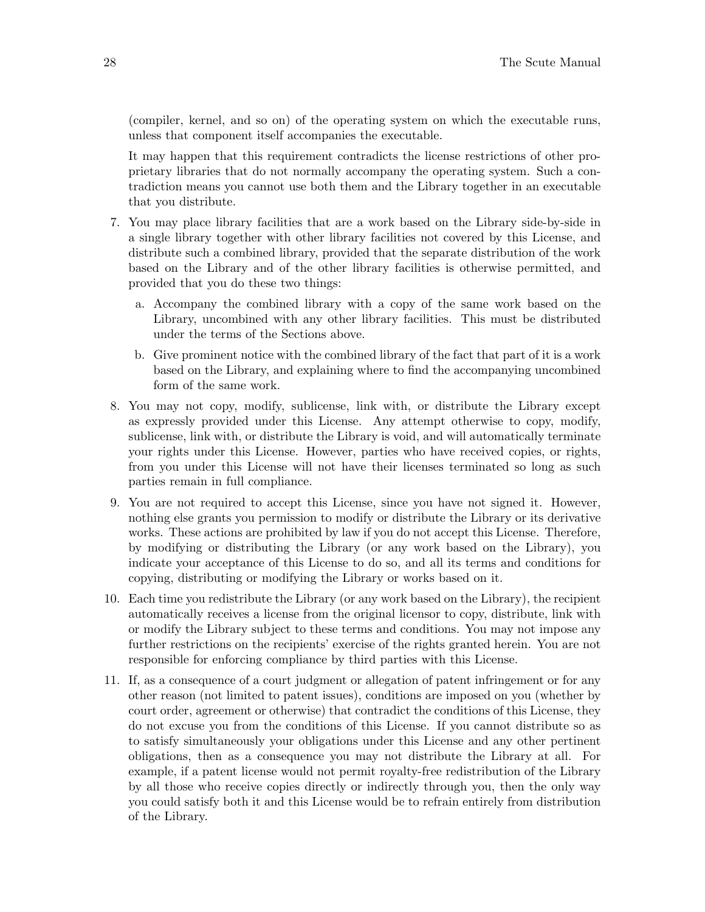(compiler, kernel, and so on) of the operating system on which the executable runs, unless that component itself accompanies the executable.

It may happen that this requirement contradicts the license restrictions of other proprietary libraries that do not normally accompany the operating system. Such a contradiction means you cannot use both them and the Library together in an executable that you distribute.

7. You may place library facilities that are a work based on the Library side-by-side in a single library together with other library facilities not covered by this License, and distribute such a combined library, provided that the separate distribution of the work based on the Library and of the other library facilities is otherwise permitted, and provided that you do these two things:

   a. Accompany the combined library with a copy of the same work based on the Library, uncombined with any other library facilities. This must be distributed under the terms of the Sections above.

   b. Give prominent notice with the combined library of the fact that part of it is a work based on the Library, and explaining where to find the accompanying uncombined form of the same work.

8. You may not copy, modify, sublicense, link with, or distribute the Library except as expressly provided under this License. Any attempt otherwise to copy, modify, sublicense, link with, or distribute the Library is void, and will automatically terminate your rights under this License. However, parties who have received copies, or rights, from you under this License will not have their licenses terminated so long as such parties remain in full compliance.

9. You are not required to accept this License, since you have not signed it. However, nothing else grants you permission to modify or distribute the Library or its derivative works. These actions are prohibited by law if you do not accept this License. Therefore, by modifying or distributing the Library (or any work based on the Library), you indicate your acceptance of this License to do so, and all its terms and conditions for copying, distributing or modifying the Library or works based on it.

10. Each time you redistribute the Library (or any work based on the Library), the recipient automatically receives a license from the original licensor to copy, distribute, link with or modify the Library subject to these terms and conditions. You may not impose any further restrictions on the recipients' exercise of the rights granted herein. You are not responsible for enforcing compliance by third parties with this License.

11. If, as a consequence of a court judgment or allegation of patent infringement or for any other reason (not limited to patent issues), conditions are imposed on you (whether by court order, agreement or otherwise) that contradict the conditions of this License, they do not excuse you from the conditions of this License. If you cannot distribute so as to satisfy simultaneously your obligations under this License and any other pertinent obligations, then as a consequence you may not distribute the Library at all. For example, if a patent license would not permit royalty-free redistribution of the Library by all those who receive copies directly or indirectly through you, then the only way you could satisfy both it and this License would be to refrain entirely from distribution of the Library.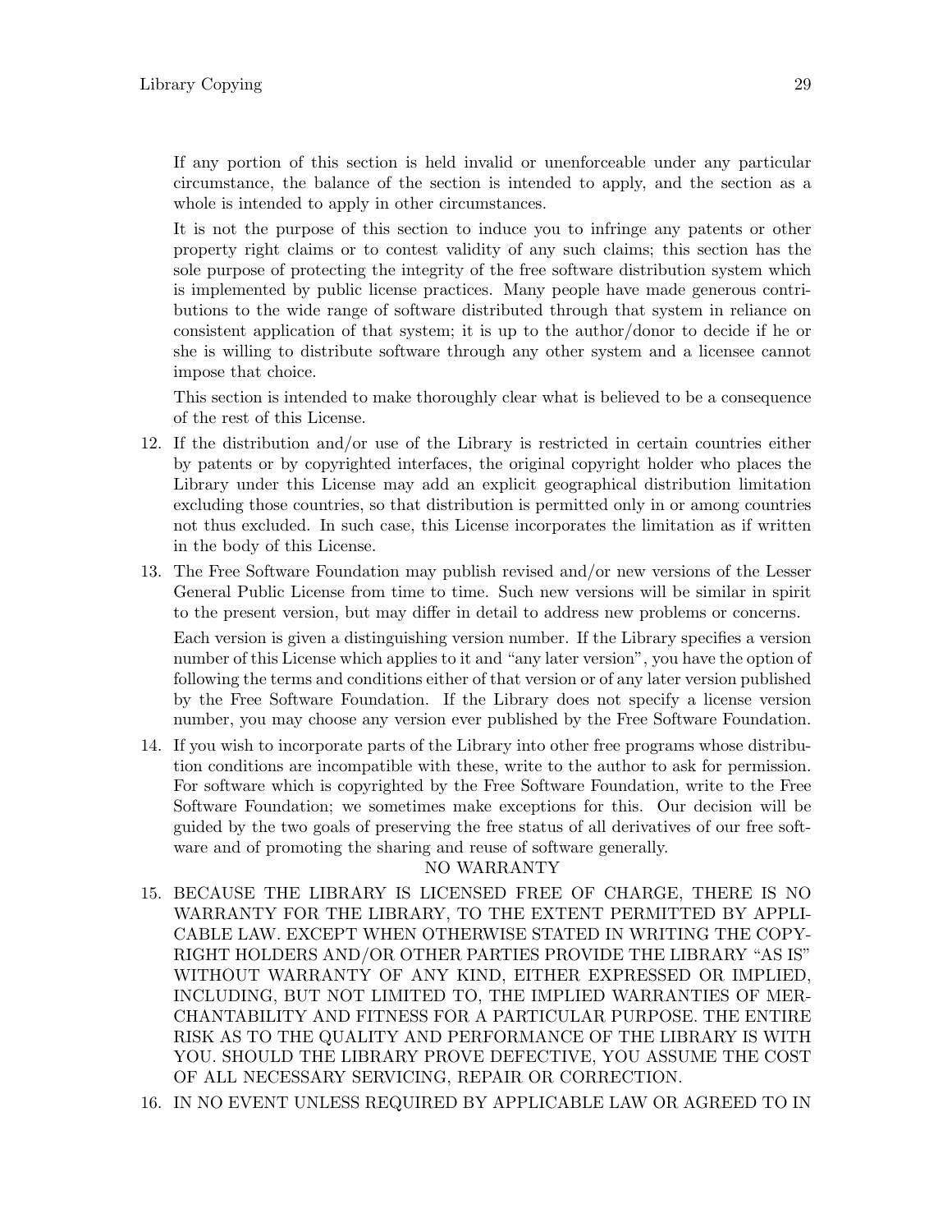If any portion of this section is held invalid or unenforceable under any particular circumstance, the balance of the section is intended to apply, and the section as a whole is intended to apply in other circumstances.

It is not the purpose of this section to induce you to infringe any patents or other property right claims or to contest validity of any such claims; this section has the sole purpose of protecting the integrity of the free software distribution system which is implemented by public license practices. Many people have made generous contributions to the wide range of software distributed through that system in reliance on consistent application of that system; it is up to the author/donor to decide if he or she is willing to distribute software through any other system and a licensee cannot impose that choice.

This section is intended to make thoroughly clear what is believed to be a consequence of the rest of this License.

12. If the distribution and/or use of the Library is restricted in certain countries either by patents or by copyrighted interfaces, the original copyright holder who places the Library under this License may add an explicit geographical distribution limitation excluding those countries, so that distribution is permitted only in or among countries not thus excluded. In such case, this License incorporates the limitation as if written in the body of this License.

13. The Free Software Foundation may publish revised and/or new versions of the Lesser General Public License from time to time. Such new versions will be similar in spirit to the present version, but may differ in detail to address new problems or concerns.

    Each version is given a distinguishing version number. If the Library specifies a version number of this License which applies to it and "any later version", you have the option of following the terms and conditions either of that version or of any later version published by the Free Software Foundation. If the Library does not specify a license version number, you may choose any version ever published by the Free Software Foundation.

14. If you wish to incorporate parts of the Library into other free programs whose distribution conditions are incompatible with these, write to the author to ask for permission. For software which is copyrighted by the Free Software Foundation, write to the Free Software Foundation; we sometimes make exceptions for this. Our decision will be guided by the two goals of preserving the free status of all derivatives of our free software and of promoting the sharing and reuse of software generally.

NO WARRANTY

15. BECAUSE THE LIBRARY IS LICENSED FREE OF CHARGE, THERE IS NO WARRANTY FOR THE LIBRARY, TO THE EXTENT PERMITTED BY APPLICABLE LAW. EXCEPT WHEN OTHERWISE STATED IN WRITING THE COPYRIGHT HOLDERS AND/OR OTHER PARTIES PROVIDE THE LIBRARY "AS IS" WITHOUT WARRANTY OF ANY KIND, EITHER EXPRESSED OR IMPLIED, INCLUDING, BUT NOT LIMITED TO, THE IMPLIED WARRANTIES OF MERCHANTABILITY AND FITNESS FOR A PARTICULAR PURPOSE. THE ENTIRE RISK AS TO THE QUALITY AND PERFORMANCE OF THE LIBRARY IS WITH YOU. SHOULD THE LIBRARY PROVE DEFECTIVE, YOU ASSUME THE COST OF ALL NECESSARY SERVICING, REPAIR OR CORRECTION.

16. IN NO EVENT UNLESS REQUIRED BY APPLICABLE LAW OR AGREED TO IN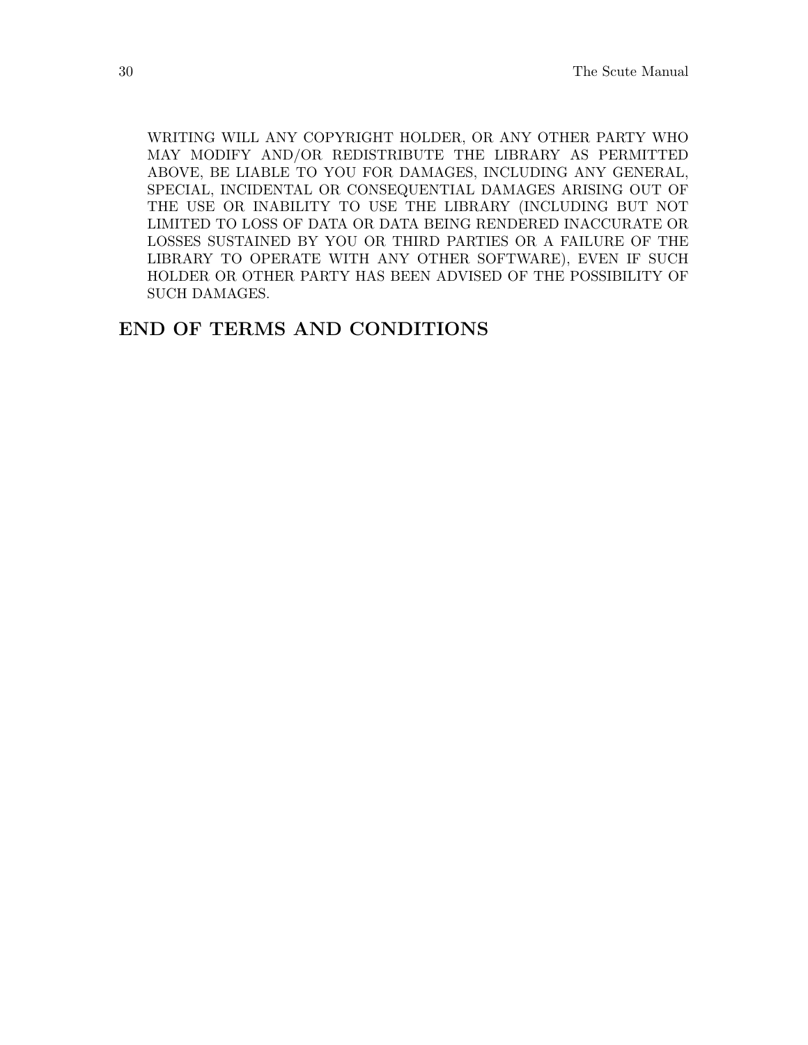WRITING WILL ANY COPYRIGHT HOLDER, OR ANY OTHER PARTY WHO MAY MODIFY AND/OR REDISTRIBUTE THE LIBRARY AS PERMITTED ABOVE, BE LIABLE TO YOU FOR DAMAGES, INCLUDING ANY GENERAL, SPECIAL, INCIDENTAL OR CONSEQUENTIAL DAMAGES ARISING OUT OF THE USE OR INABILITY TO USE THE LIBRARY (INCLUDING BUT NOT LIMITED TO LOSS OF DATA OR DATA BEING RENDERED INACCURATE OR LOSSES SUSTAINED BY YOU OR THIRD PARTIES OR A FAILURE OF THE LIBRARY TO OPERATE WITH ANY OTHER SOFTWARE), EVEN IF SUCH HOLDER OR OTHER PARTY HAS BEEN ADVISED OF THE POSSIBILITY OF SUCH DAMAGES.

## END OF TERMS AND CONDITIONS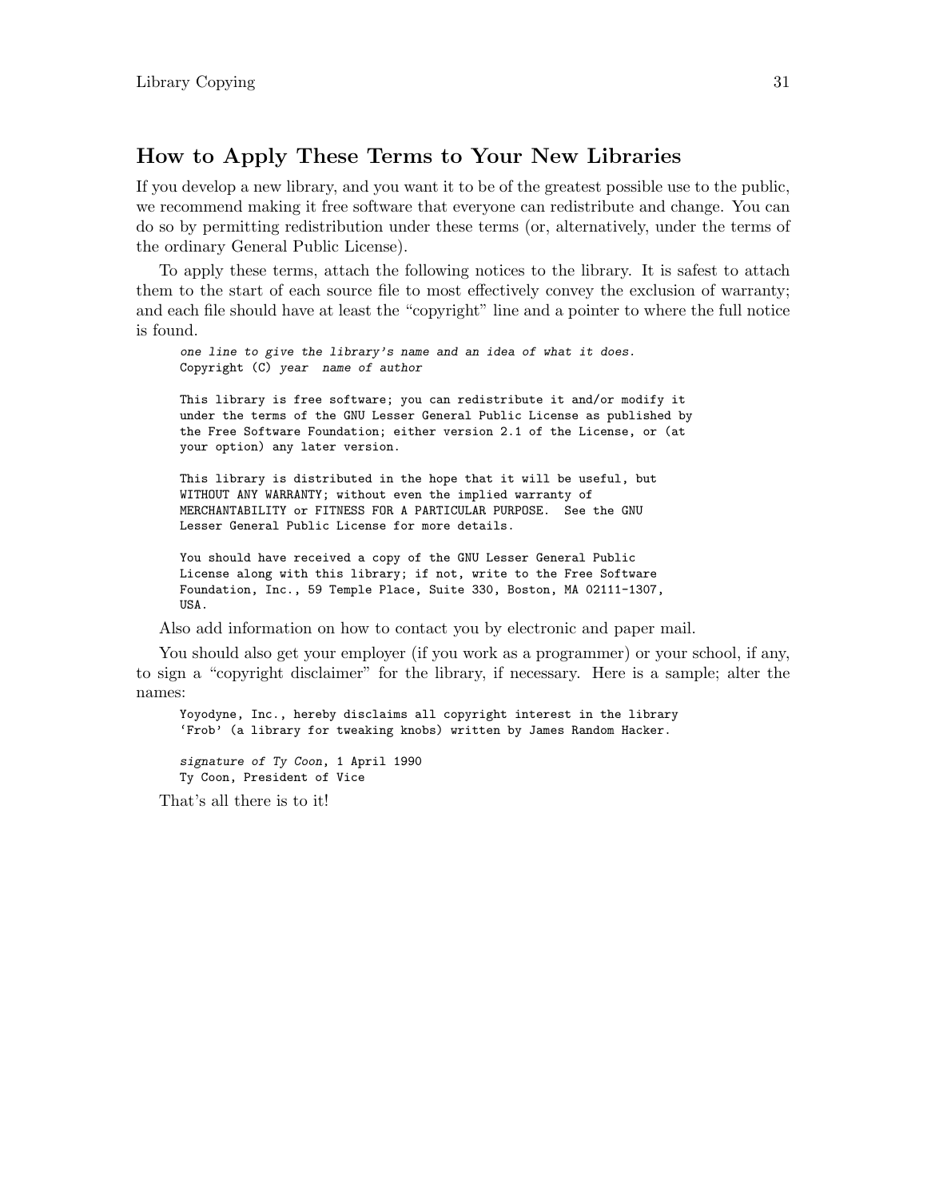## How to Apply These Terms to Your New Libraries

If you develop a new library, and you want it to be of the greatest possible use to the public, we recommend making it free software that everyone can redistribute and change. You can do so by permitting redistribution under these terms (or, alternatively, under the terms of the ordinary General Public License).

To apply these terms, attach the following notices to the library. It is safest to attach them to the start of each source file to most effectively convey the exclusion of warranty; and each file should have at least the "copyright" line and a pointer to where the full notice is found.

```
one line to give the library's name and an idea of what it does.
Copyright (C) year  name of author

This library is free software; you can redistribute it and/or modify it
under the terms of the GNU Lesser General Public License as published by
the Free Software Foundation; either version 2.1 of the License, or (at
your option) any later version.

This library is distributed in the hope that it will be useful, but
WITHOUT ANY WARRANTY; without even the implied warranty of
MERCHANTABILITY or FITNESS FOR A PARTICULAR PURPOSE.  See the GNU
Lesser General Public License for more details.

You should have received a copy of the GNU Lesser General Public
License along with this library; if not, write to the Free Software
Foundation, Inc., 59 Temple Place, Suite 330, Boston, MA 02111-1307,
USA.
```

Also add information on how to contact you by electronic and paper mail.

You should also get your employer (if you work as a programmer) or your school, if any, to sign a "copyright disclaimer" for the library, if necessary. Here is a sample; alter the names:

```
Yoyodyne, Inc., hereby disclaims all copyright interest in the library
'Frob' (a library for tweaking knobs) written by James Random Hacker.

signature of Ty Coon, 1 April 1990
Ty Coon, President of Vice
```

That's all there is to it!